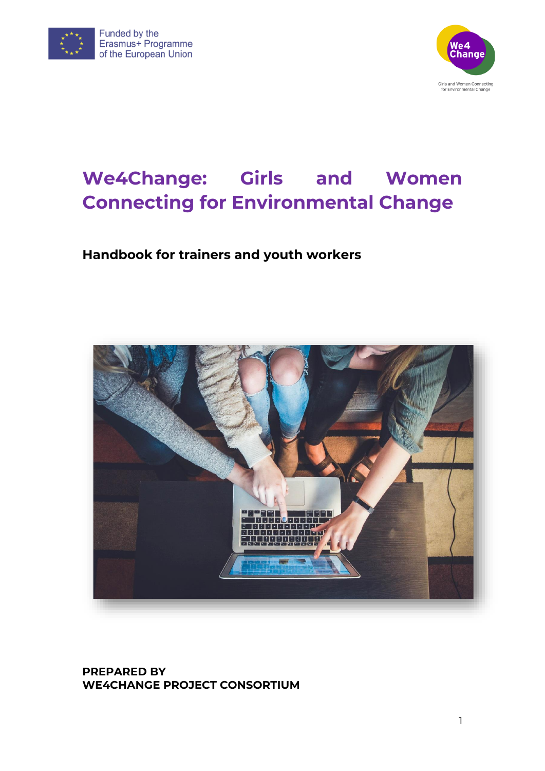Funded by the Erasmus+ Programme of the European Union

We4 Change

Girls and Women Connecting for Environmental Change

# We4Change: Girls and Women Connecting for Environmental Change

## Handbook for trainers and youth workers

**PREPARED BY**
**WE4CHANGE PROJECT CONSORTIUM**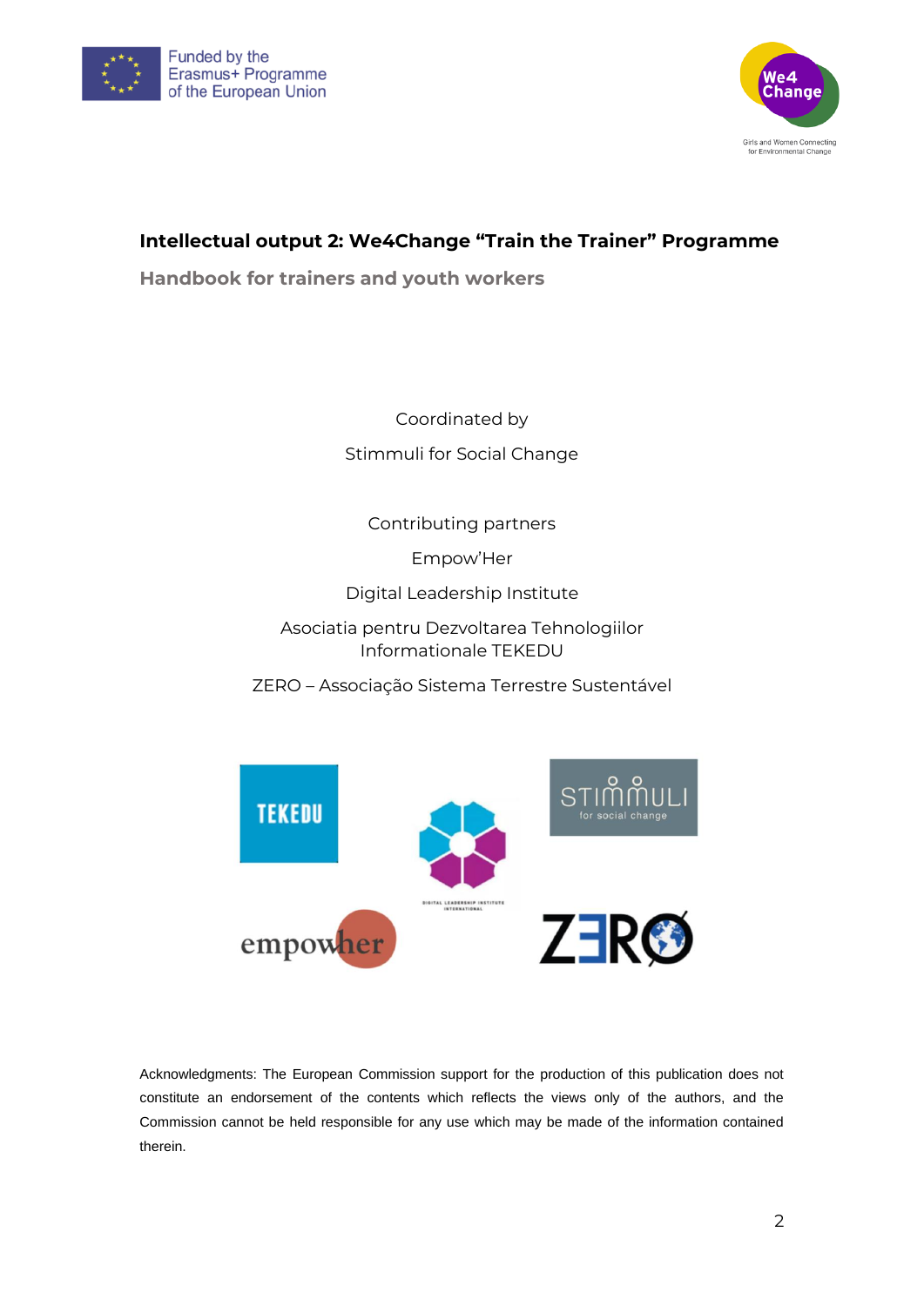Funded by the Erasmus+ Programme of the European Union

## Intellectual output 2: We4Change "Train the Trainer" Programme

### Handbook for trainers and youth workers

Coordinated by

Stimmuli for Social Change

Contributing partners

Empow'Her

Digital Leadership Institute

Asociatia pentru Dezvoltarea Tehnologiilor Informationale TEKEDU

ZERO – Associação Sistema Terrestre Sustentável

Acknowledgments: The European Commission support for the production of this publication does not constitute an endorsement of the contents which reflects the views only of the authors, and the Commission cannot be held responsible for any use which may be made of the information contained therein.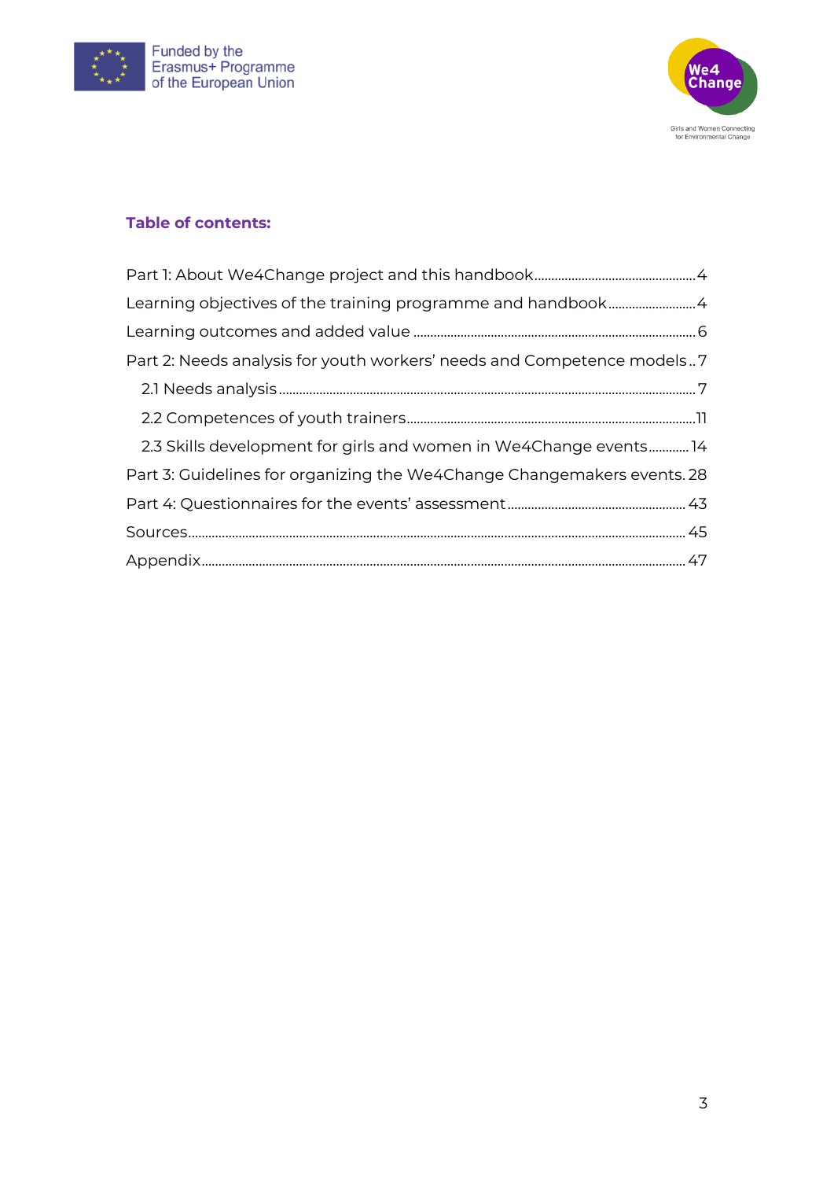**Table of contents:**

Part 1: About We4Change project and this handbook....................4

Learning objectives of the training programme and handbook....................4

Learning outcomes and added value....................6

Part 2: Needs analysis for youth workers' needs and Competence models....................7

- 2.1 Needs analysis....................7
- 2.2 Competences of youth trainers....................11
- 2.3 Skills development for girls and women in We4Change events....................14

Part 3: Guidelines for organizing the We4Change Changemakers events....................28

Part 4: Questionnaires for the events' assessment....................43

Sources....................45

Appendix....................47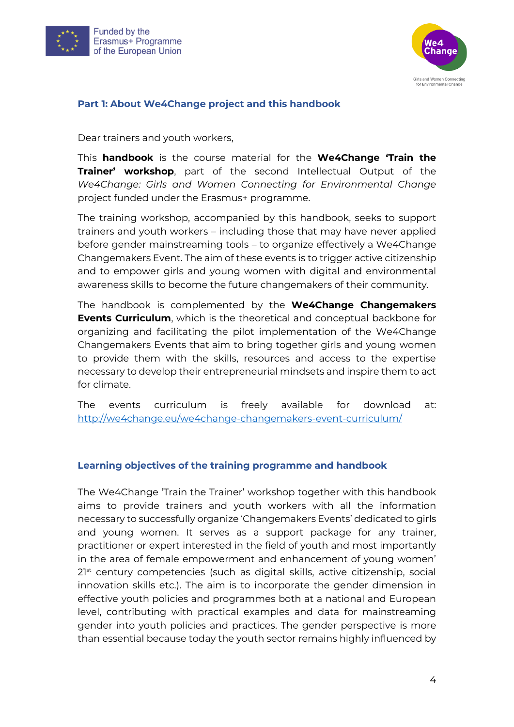## Part 1: About We4Change project and this handbook

Dear trainers and youth workers,

This **handbook** is the course material for the **We4Change 'Train the Trainer' workshop**, part of the second Intellectual Output of the *We4Change: Girls and Women Connecting for Environmental Change* project funded under the Erasmus+ programme.

The training workshop, accompanied by this handbook, seeks to support trainers and youth workers – including those that may have never applied before gender mainstreaming tools – to organize effectively a We4Change Changemakers Event. The aim of these events is to trigger active citizenship and to empower girls and young women with digital and environmental awareness skills to become the future changemakers of their community.

The handbook is complemented by the **We4Change Changemakers Events Curriculum**, which is the theoretical and conceptual backbone for organizing and facilitating the pilot implementation of the We4Change Changemakers Events that aim to bring together girls and young women to provide them with the skills, resources and access to the expertise necessary to develop their entrepreneurial mindsets and inspire them to act for climate.

The events curriculum is freely available for download at: http://we4change.eu/we4change-changemakers-event-curriculum/

### Learning objectives of the training programme and handbook

The We4Change 'Train the Trainer' workshop together with this handbook aims to provide trainers and youth workers with all the information necessary to successfully organize 'Changemakers Events' dedicated to girls and young women. It serves as a support package for any trainer, practitioner or expert interested in the field of youth and most importantly in the area of female empowerment and enhancement of young women' 21st century competencies (such as digital skills, active citizenship, social innovation skills etc.). The aim is to incorporate the gender dimension in effective youth policies and programmes both at a national and European level, contributing with practical examples and data for mainstreaming gender into youth policies and practices. The gender perspective is more than essential because today the youth sector remains highly influenced by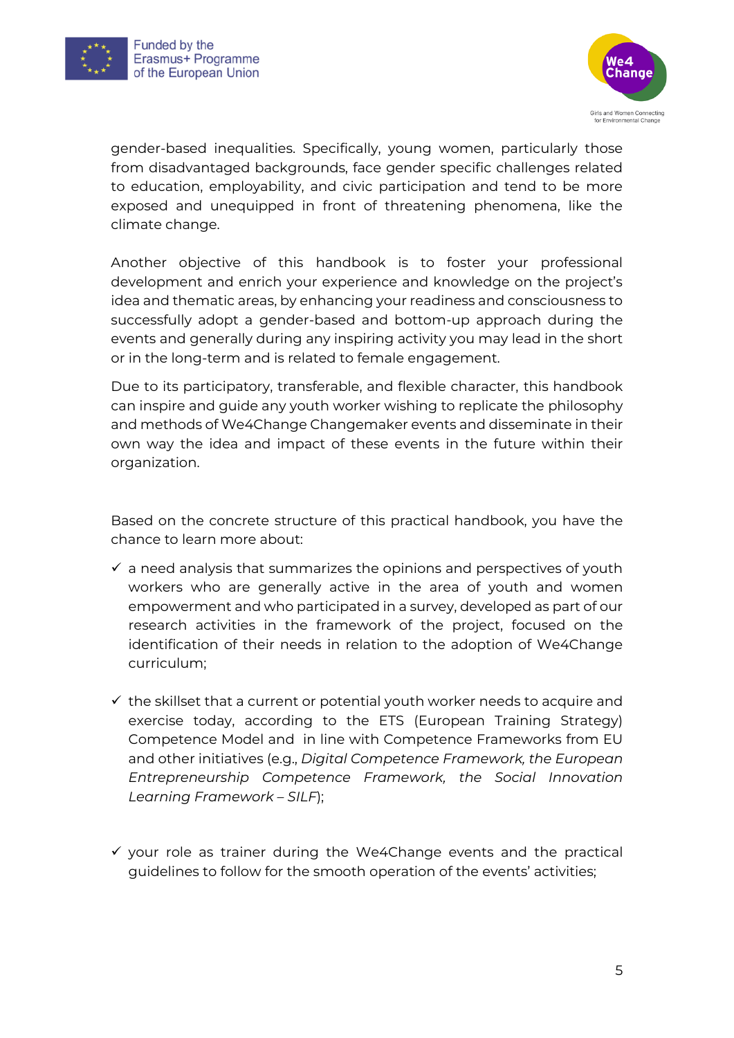gender-based inequalities. Specifically, young women, particularly those from disadvantaged backgrounds, face gender specific challenges related to education, employability, and civic participation and tend to be more exposed and unequipped in front of threatening phenomena, like the climate change.

Another objective of this handbook is to foster your professional development and enrich your experience and knowledge on the project's idea and thematic areas, by enhancing your readiness and consciousness to successfully adopt a gender-based and bottom-up approach during the events and generally during any inspiring activity you may lead in the short or in the long-term and is related to female engagement.

Due to its participatory, transferable, and flexible character, this handbook can inspire and guide any youth worker wishing to replicate the philosophy and methods of We4Change Changemaker events and disseminate in their own way the idea and impact of these events in the future within their organization.

Based on the concrete structure of this practical handbook, you have the chance to learn more about:

- ✓ a need analysis that summarizes the opinions and perspectives of youth workers who are generally active in the area of youth and women empowerment and who participated in a survey, developed as part of our research activities in the framework of the project, focused on the identification of their needs in relation to the adoption of We4Change curriculum;

- ✓ the skillset that a current or potential youth worker needs to acquire and exercise today, according to the ETS (European Training Strategy) Competence Model and in line with Competence Frameworks from EU and other initiatives (e.g., *Digital Competence Framework, the European Entrepreneurship Competence Framework, the Social Innovation Learning Framework – SILF*);

- ✓ your role as trainer during the We4Change events and the practical guidelines to follow for the smooth operation of the events' activities;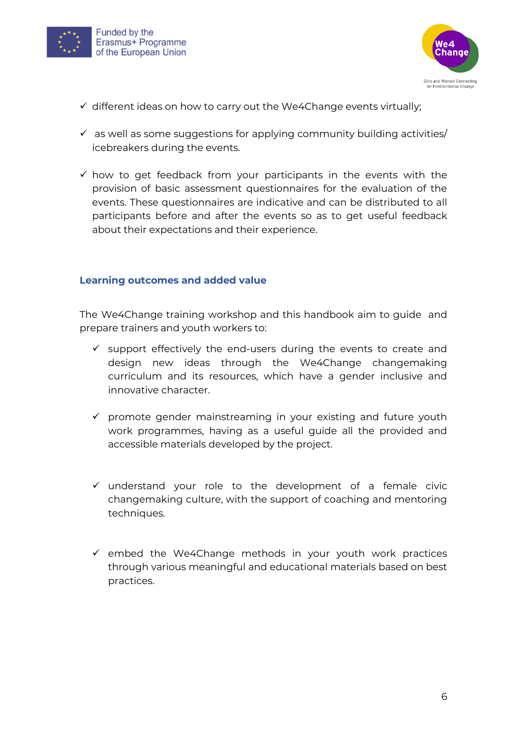- ✓ different ideas on how to carry out the We4Change events virtually;
- ✓ as well as some suggestions for applying community building activities/ icebreakers during the events.
- ✓ how to get feedback from your participants in the events with the provision of basic assessment questionnaires for the evaluation of the events. These questionnaires are indicative and can be distributed to all participants before and after the events so as to get useful feedback about their expectations and their experience.

### Learning outcomes and added value

The We4Change training workshop and this handbook aim to guide and prepare trainers and youth workers to:

- ✓ support effectively the end-users during the events to create and design new ideas through the We4Change changemaking curriculum and its resources, which have a gender inclusive and innovative character.
- ✓ promote gender mainstreaming in your existing and future youth work programmes, having as a useful guide all the provided and accessible materials developed by the project.
- ✓ understand your role to the development of a female civic changemaking culture, with the support of coaching and mentoring techniques.
- ✓ embed the We4Change methods in your youth work practices through various meaningful and educational materials based on best practices.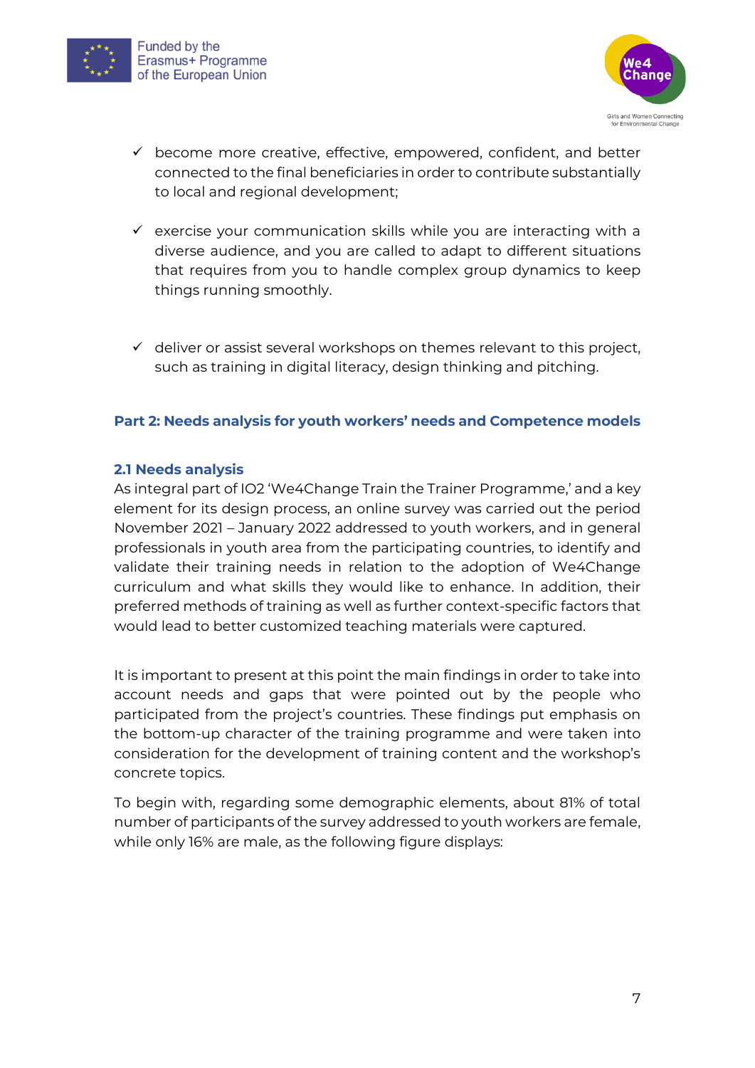- ✓ become more creative, effective, empowered, confident, and better connected to the final beneficiaries in order to contribute substantially to local and regional development;

- ✓ exercise your communication skills while you are interacting with a diverse audience, and you are called to adapt to different situations that requires from you to handle complex group dynamics to keep things running smoothly.

- ✓ deliver or assist several workshops on themes relevant to this project, such as training in digital literacy, design thinking and pitching.

## Part 2: Needs analysis for youth workers' needs and Competence models

### 2.1 Needs analysis

As integral part of IO2 'We4Change Train the Trainer Programme,' and a key element for its design process, an online survey was carried out the period November 2021 – January 2022 addressed to youth workers, and in general professionals in youth area from the participating countries, to identify and validate their training needs in relation to the adoption of We4Change curriculum and what skills they would like to enhance. In addition, their preferred methods of training as well as further context-specific factors that would lead to better customized teaching materials were captured.

It is important to present at this point the main findings in order to take into account needs and gaps that were pointed out by the people who participated from the project's countries. These findings put emphasis on the bottom-up character of the training programme and were taken into consideration for the development of training content and the workshop's concrete topics.

To begin with, regarding some demographic elements, about 81% of total number of participants of the survey addressed to youth workers are female, while only 16% are male, as the following figure displays: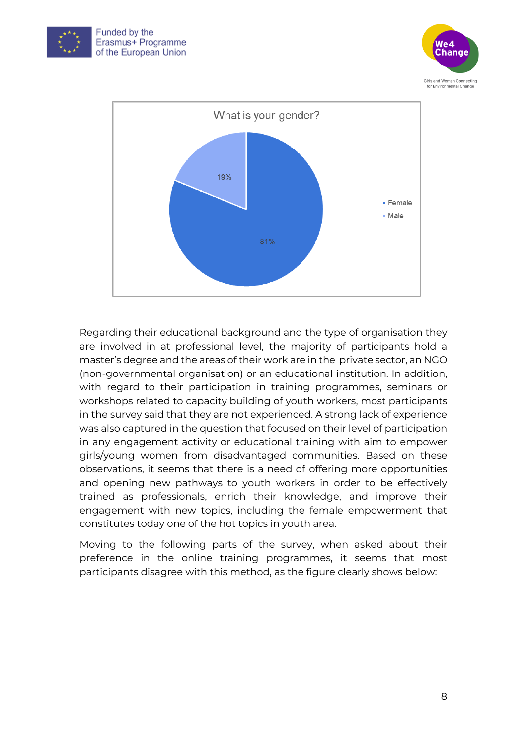What is your gender?

- Female: 81%
- Male: 19%

Regarding their educational background and the type of organisation they are involved in at professional level, the majority of participants hold a master's degree and the areas of their work are in the private sector, an NGO (non-governmental organisation) or an educational institution. In addition, with regard to their participation in training programmes, seminars or workshops related to capacity building of youth workers, most participants in the survey said that they are not experienced. A strong lack of experience was also captured in the question that focused on their level of participation in any engagement activity or educational training with aim to empower girls/young women from disadvantaged communities. Based on these observations, it seems that there is a need of offering more opportunities and opening new pathways to youth workers in order to be effectively trained as professionals, enrich their knowledge, and improve their engagement with new topics, including the female empowerment that constitutes today one of the hot topics in youth area.

Moving to the following parts of the survey, when asked about their preference in the online training programmes, it seems that most participants disagree with this method, as the figure clearly shows below: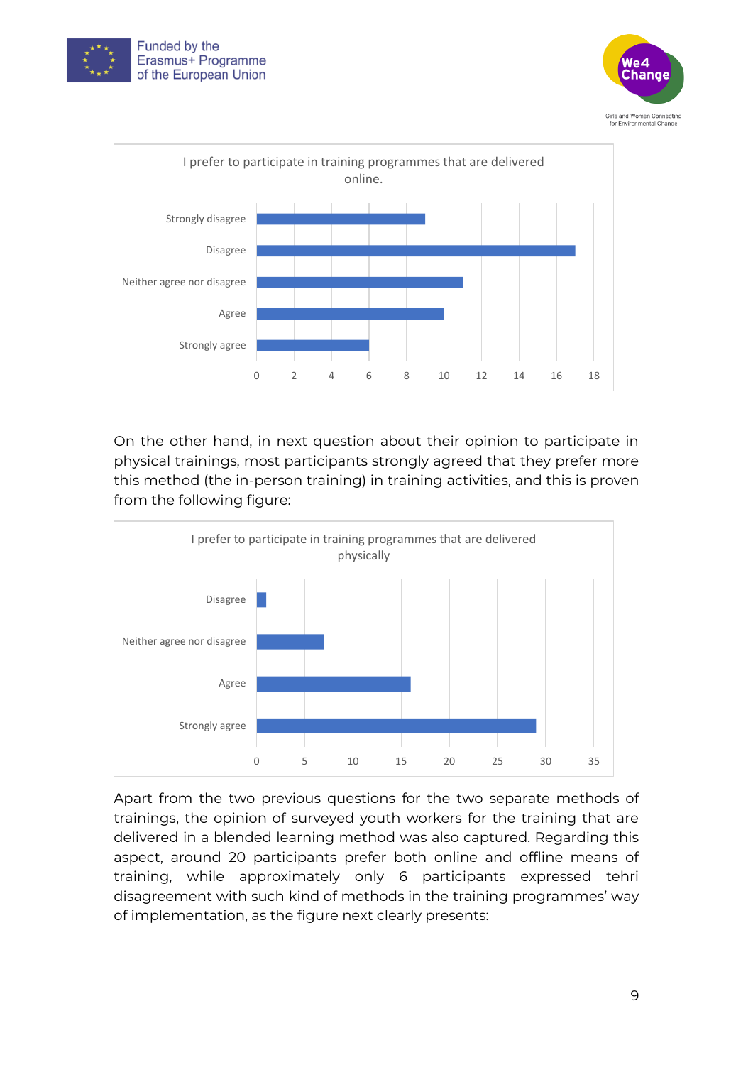I prefer to participate in training programmes that are delivered online.

| Response | Count |
|---|---|
| Strongly disagree | 9 |
| Disagree | 17 |
| Neither agree nor disagree | 11 |
| Agree | 10 |
| Strongly agree | 6 |

On the other hand, in next question about their opinion to participate in physical trainings, most participants strongly agreed that they prefer more this method (the in-person training) in training activities, and this is proven from the following figure:

I prefer to participate in training programmes that are delivered physically

| Response | Count |
|---|---|
| Disagree | 1 |
| Neither agree nor disagree | 7 |
| Agree | 16 |
| Strongly agree | 29 |

Apart from the two previous questions for the two separate methods of trainings, the opinion of surveyed youth workers for the training that are delivered in a blended learning method was also captured. Regarding this aspect, around 20 participants prefer both online and offline means of training, while approximately only 6 participants expressed tehri disagreement with such kind of methods in the training programmes' way of implementation, as the figure next clearly presents: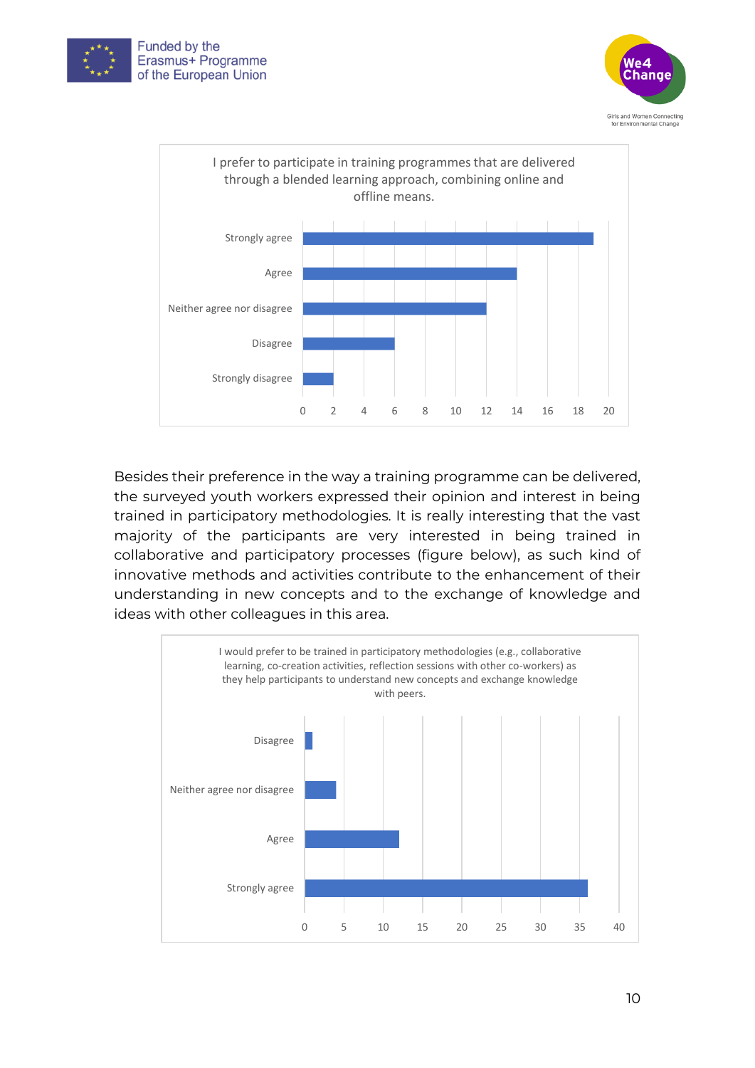I prefer to participate in training programmes that are delivered through a blended learning approach, combining online and offline means.

| Response | Value |
|---|---|
| Strongly agree | 19 |
| Agree | 14 |
| Neither agree nor disagree | 12 |
| Disagree | 6 |
| Strongly disagree | 2 |

Besides their preference in the way a training programme can be delivered, the surveyed youth workers expressed their opinion and interest in being trained in participatory methodologies. It is really interesting that the vast majority of the participants are very interested in being trained in collaborative and participatory processes (figure below), as such kind of innovative methods and activities contribute to the enhancement of their understanding in new concepts and to the exchange of knowledge and ideas with other colleagues in this area.

I would prefer to be trained in participatory methodologies (e.g., collaborative learning, co-creation activities, reflection sessions with other co-workers) as they help participants to understand new concepts and exchange knowledge with peers.

| Response | Value |
|---|---|
| Disagree | 1 |
| Neither agree nor disagree | 4 |
| Agree | 12 |
| Strongly agree | 36 |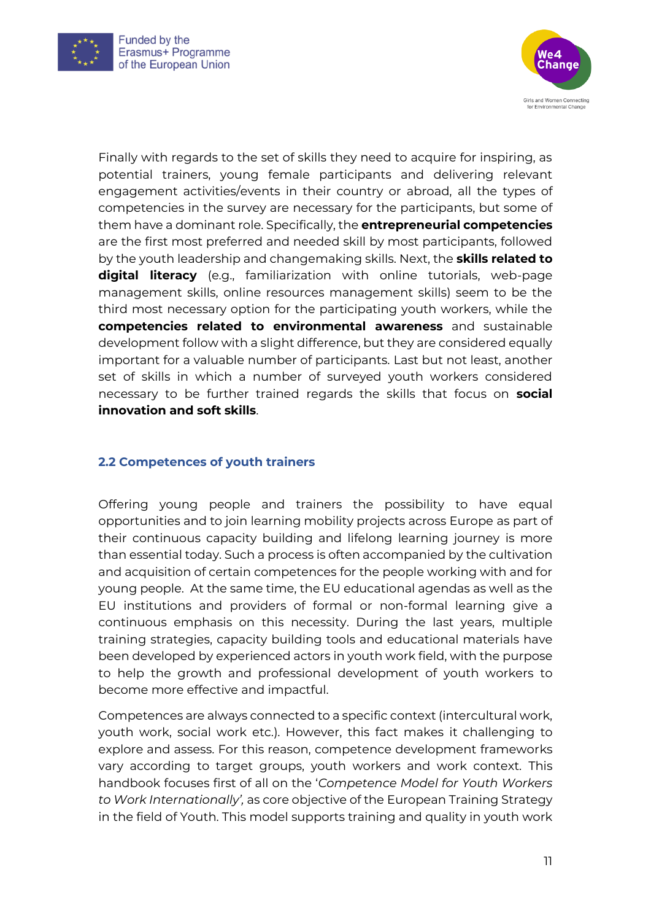Finally with regards to the set of skills they need to acquire for inspiring, as potential trainers, young female participants and delivering relevant engagement activities/events in their country or abroad, all the types of competencies in the survey are necessary for the participants, but some of them have a dominant role. Specifically, the **entrepreneurial competencies** are the first most preferred and needed skill by most participants, followed by the youth leadership and changemaking skills. Next, the **skills related to digital literacy** (e.g., familiarization with online tutorials, web-page management skills, online resources management skills) seem to be the third most necessary option for the participating youth workers, while the **competencies related to environmental awareness** and sustainable development follow with a slight difference, but they are considered equally important for a valuable number of participants. Last but not least, another set of skills in which a number of surveyed youth workers considered necessary to be further trained regards the skills that focus on **social innovation and soft skills**.

### 2.2 Competences of youth trainers

Offering young people and trainers the possibility to have equal opportunities and to join learning mobility projects across Europe as part of their continuous capacity building and lifelong learning journey is more than essential today. Such a process is often accompanied by the cultivation and acquisition of certain competences for the people working with and for young people. At the same time, the EU educational agendas as well as the EU institutions and providers of formal or non-formal learning give a continuous emphasis on this necessity. During the last years, multiple training strategies, capacity building tools and educational materials have been developed by experienced actors in youth work field, with the purpose to help the growth and professional development of youth workers to become more effective and impactful.

Competences are always connected to a specific context (intercultural work, youth work, social work etc.). However, this fact makes it challenging to explore and assess. For this reason, competence development frameworks vary according to target groups, youth workers and work context. This handbook focuses first of all on the '*Competence Model for Youth Workers to Work Internationally',* as core objective of the European Training Strategy in the field of Youth. This model supports training and quality in youth work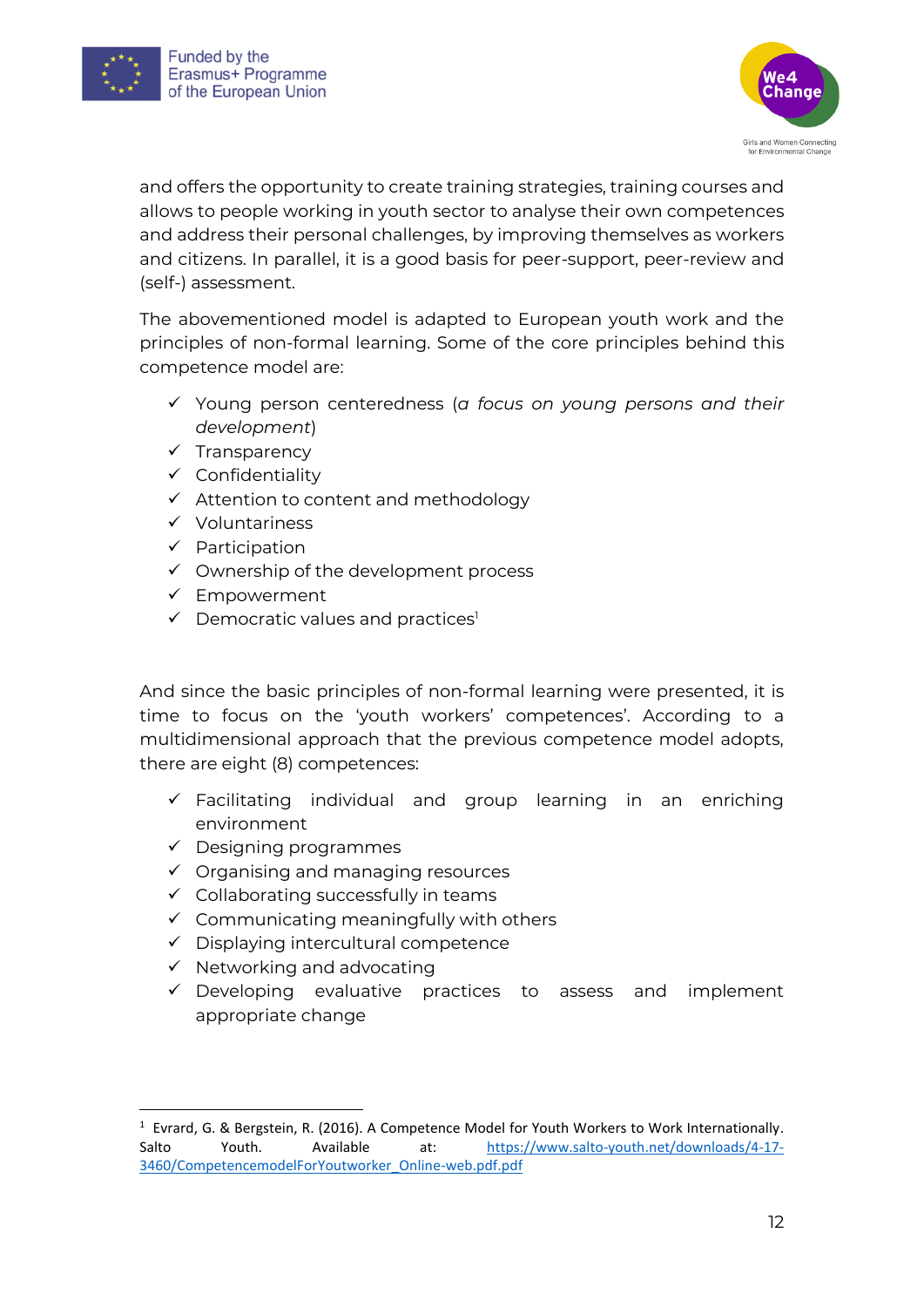and offers the opportunity to create training strategies, training courses and allows to people working in youth sector to analyse their own competences and address their personal challenges, by improving themselves as workers and citizens. In parallel, it is a good basis for peer-support, peer-review and (self-) assessment.

The abovementioned model is adapted to European youth work and the principles of non-formal learning. Some of the core principles behind this competence model are:

- ✓ Young person centeredness (*a focus on young persons and their development*)
- ✓ Transparency
- ✓ Confidentiality
- ✓ Attention to content and methodology
- ✓ Voluntariness
- ✓ Participation
- ✓ Ownership of the development process
- ✓ Empowerment
- ✓ Democratic values and practices[1]

And since the basic principles of non-formal learning were presented, it is time to focus on the 'youth workers' competences'. According to a multidimensional approach that the previous competence model adopts, there are eight (8) competences:

- ✓ Facilitating individual and group learning in an enriching environment
- ✓ Designing programmes
- ✓ Organising and managing resources
- ✓ Collaborating successfully in teams
- ✓ Communicating meaningfully with others
- ✓ Displaying intercultural competence
- ✓ Networking and advocating
- ✓ Developing evaluative practices to assess and implement appropriate change

---

[1] Evrard, G. & Bergstein, R. (2016). A Competence Model for Youth Workers to Work Internationally. Salto Youth. Available at: https://www.salto-youth.net/downloads/4-17-3460/CompetencemodelForYoutworker_Online-web.pdf.pdf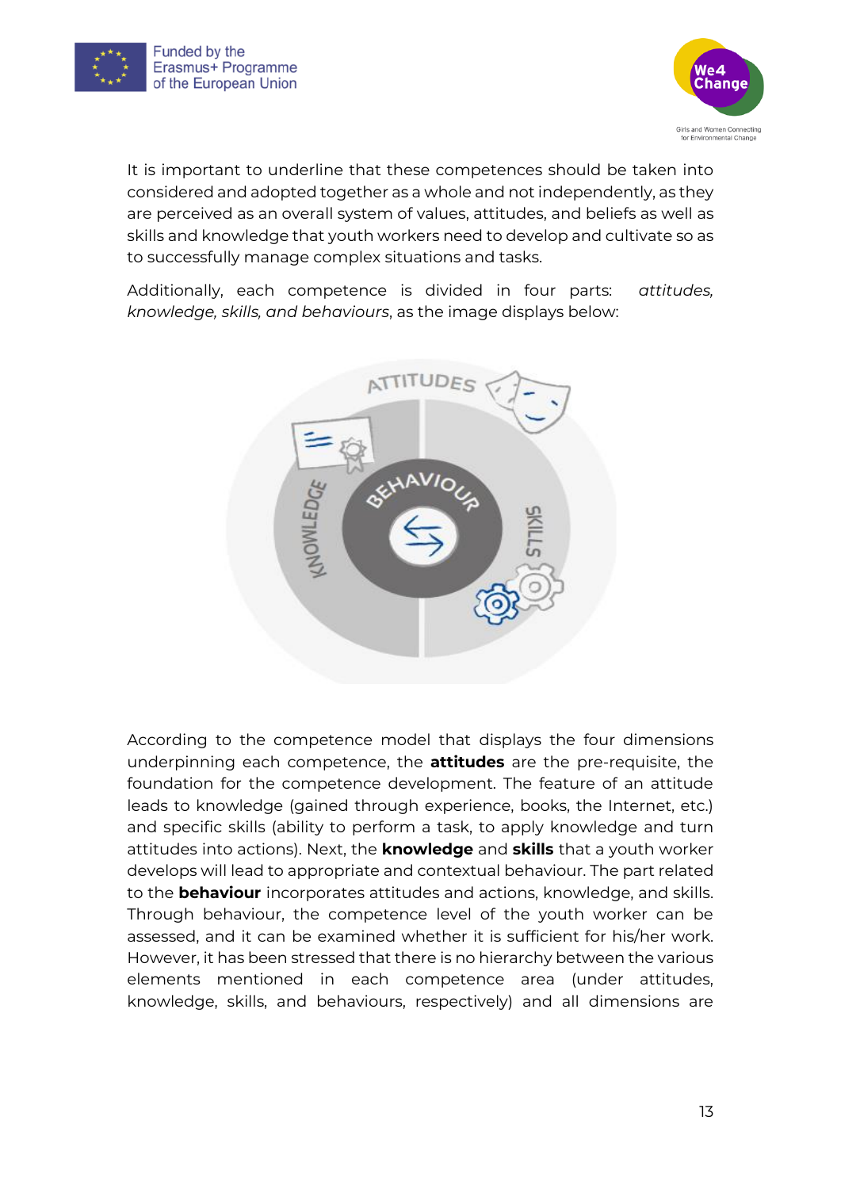It is important to underline that these competences should be taken into considered and adopted together as a whole and not independently, as they are perceived as an overall system of values, attitudes, and beliefs as well as skills and knowledge that youth workers need to develop and cultivate so as to successfully manage complex situations and tasks.

Additionally, each competence is divided in four parts: *attitudes, knowledge, skills, and behaviours*, as the image displays below:

According to the competence model that displays the four dimensions underpinning each competence, the **attitudes** are the pre-requisite, the foundation for the competence development. The feature of an attitude leads to knowledge (gained through experience, books, the Internet, etc.) and specific skills (ability to perform a task, to apply knowledge and turn attitudes into actions). Next, the **knowledge** and **skills** that a youth worker develops will lead to appropriate and contextual behaviour. The part related to the **behaviour** incorporates attitudes and actions, knowledge, and skills. Through behaviour, the competence level of the youth worker can be assessed, and it can be examined whether it is sufficient for his/her work. However, it has been stressed that there is no hierarchy between the various elements mentioned in each competence area (under attitudes, knowledge, skills, and behaviours, respectively) and all dimensions are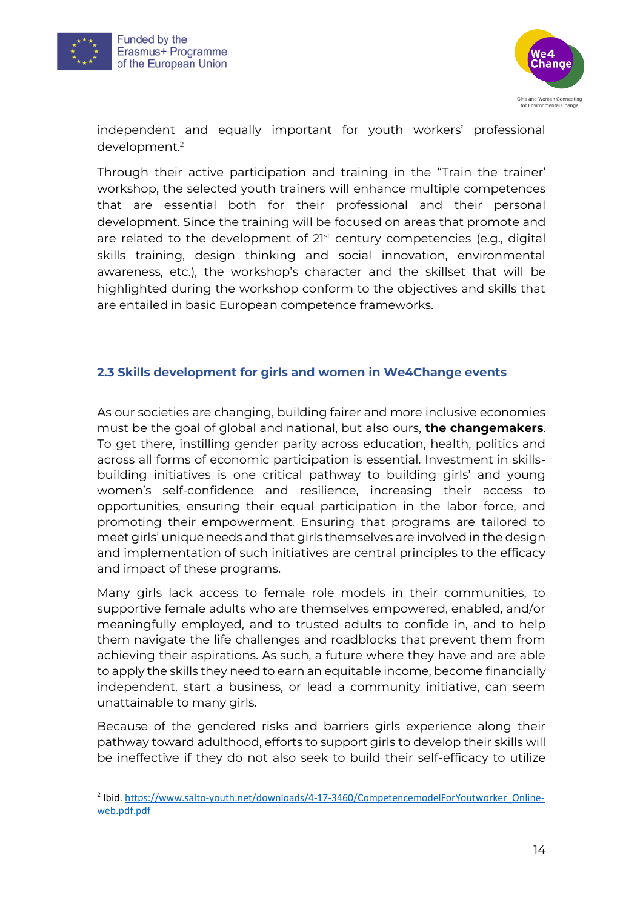independent and equally important for youth workers' professional development.[2]

Through their active participation and training in the "Train the trainer' workshop, the selected youth trainers will enhance multiple competences that are essential both for their professional and their personal development. Since the training will be focused on areas that promote and are related to the development of 21st century competencies (e.g., digital skills training, design thinking and social innovation, environmental awareness, etc.), the workshop's character and the skillset that will be highlighted during the workshop conform to the objectives and skills that are entailed in basic European competence frameworks.

### 2.3 Skills development for girls and women in We4Change events

As our societies are changing, building fairer and more inclusive economies must be the goal of global and national, but also ours, **the changemakers**. To get there, instilling gender parity across education, health, politics and across all forms of economic participation is essential. Investment in skills-building initiatives is one critical pathway to building girls' and young women's self-confidence and resilience, increasing their access to opportunities, ensuring their equal participation in the labor force, and promoting their empowerment. Ensuring that programs are tailored to meet girls' unique needs and that girls themselves are involved in the design and implementation of such initiatives are central principles to the efficacy and impact of these programs.

Many girls lack access to female role models in their communities, to supportive female adults who are themselves empowered, enabled, and/or meaningfully employed, and to trusted adults to confide in, and to help them navigate the life challenges and roadblocks that prevent them from achieving their aspirations. As such, a future where they have and are able to apply the skills they need to earn an equitable income, become financially independent, start a business, or lead a community initiative, can seem unattainable to many girls.

Because of the gendered risks and barriers girls experience along their pathway toward adulthood, efforts to support girls to develop their skills will be ineffective if they do not also seek to build their self-efficacy to utilize

---

[2] Ibid. https://www.salto-youth.net/downloads/4-17-3460/CompetencemodelForYoutworker_Online-web.pdf.pdf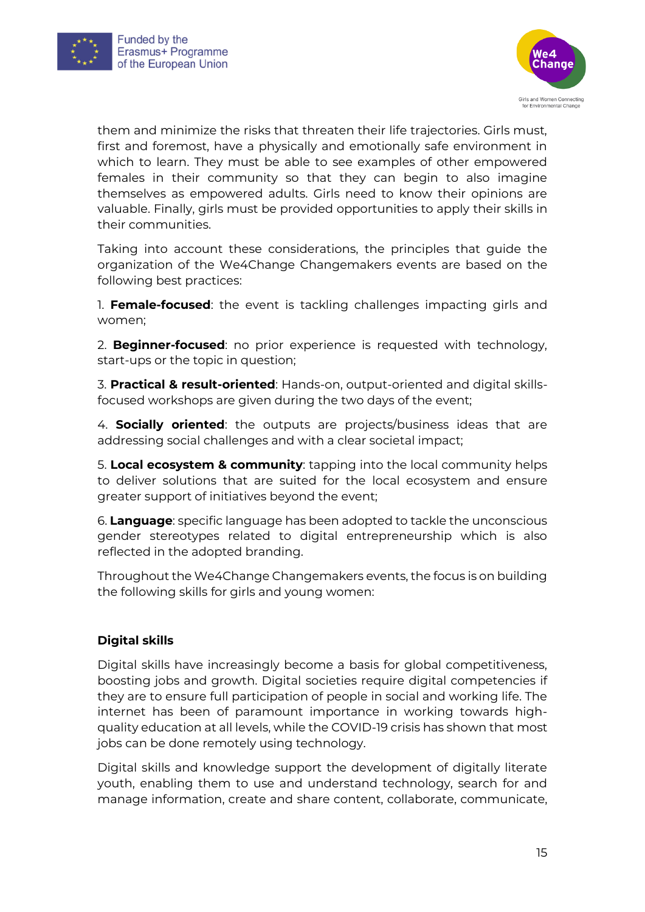them and minimize the risks that threaten their life trajectories. Girls must, first and foremost, have a physically and emotionally safe environment in which to learn. They must be able to see examples of other empowered females in their community so that they can begin to also imagine themselves as empowered adults. Girls need to know their opinions are valuable. Finally, girls must be provided opportunities to apply their skills in their communities.

Taking into account these considerations, the principles that guide the organization of the We4Change Changemakers events are based on the following best practices:

1. **Female-focused**: the event is tackling challenges impacting girls and women;

2. **Beginner-focused**: no prior experience is requested with technology, start-ups or the topic in question;

3. **Practical & result-oriented**: Hands-on, output-oriented and digital skills-focused workshops are given during the two days of the event;

4. **Socially oriented**: the outputs are projects/business ideas that are addressing social challenges and with a clear societal impact;

5. **Local ecosystem & community**: tapping into the local community helps to deliver solutions that are suited for the local ecosystem and ensure greater support of initiatives beyond the event;

6. **Language**: specific language has been adopted to tackle the unconscious gender stereotypes related to digital entrepreneurship which is also reflected in the adopted branding.

Throughout the We4Change Changemakers events, the focus is on building the following skills for girls and young women:

**Digital skills**

Digital skills have increasingly become a basis for global competitiveness, boosting jobs and growth. Digital societies require digital competencies if they are to ensure full participation of people in social and working life. The internet has been of paramount importance in working towards high-quality education at all levels, while the COVID-19 crisis has shown that most jobs can be done remotely using technology.

Digital skills and knowledge support the development of digitally literate youth, enabling them to use and understand technology, search for and manage information, create and share content, collaborate, communicate,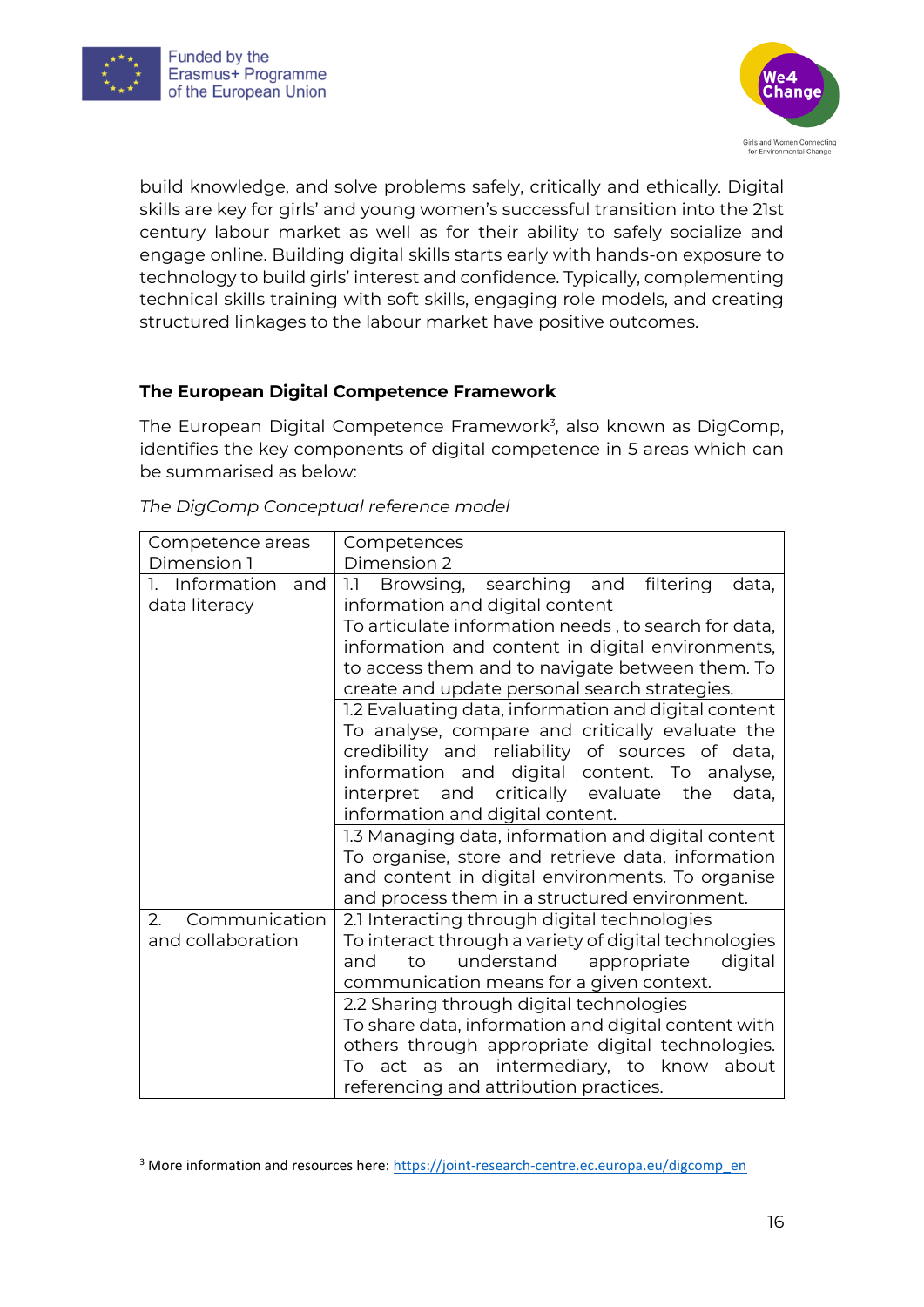build knowledge, and solve problems safely, critically and ethically. Digital skills are key for girls' and young women's successful transition into the 21st century labour market as well as for their ability to safely socialize and engage online. Building digital skills starts early with hands-on exposure to technology to build girls' interest and confidence. Typically, complementing technical skills training with soft skills, engaging role models, and creating structured linkages to the labour market have positive outcomes.

### The European Digital Competence Framework

The European Digital Competence Framework[3], also known as DigComp, identifies the key components of digital competence in 5 areas which can be summarised as below:

*The DigComp Conceptual reference model*

| Competence areas Dimension 1 | Competences Dimension 2 |
|---|---|
| 1. Information and data literacy | 1.1 Browsing, searching and filtering data, information and digital content<br>To articulate information needs , to search for data, information and content in digital environments, to access them and to navigate between them. To create and update personal search strategies. |
| | 1.2 Evaluating data, information and digital content<br>To analyse, compare and critically evaluate the credibility and reliability of sources of data, information and digital content. To analyse, interpret and critically evaluate the data, information and digital content. |
| | 1.3 Managing data, information and digital content<br>To organise, store and retrieve data, information and content in digital environments. To organise and process them in a structured environment. |
| 2. Communication and collaboration | 2.1 Interacting through digital technologies<br>To interact through a variety of digital technologies and to understand appropriate digital communication means for a given context. |
| | 2.2 Sharing through digital technologies<br>To share data, information and digital content with others through appropriate digital technologies. To act as an intermediary, to know about referencing and attribution practices. |

[3] More information and resources here: https://joint-research-centre.ec.europa.eu/digcomp_en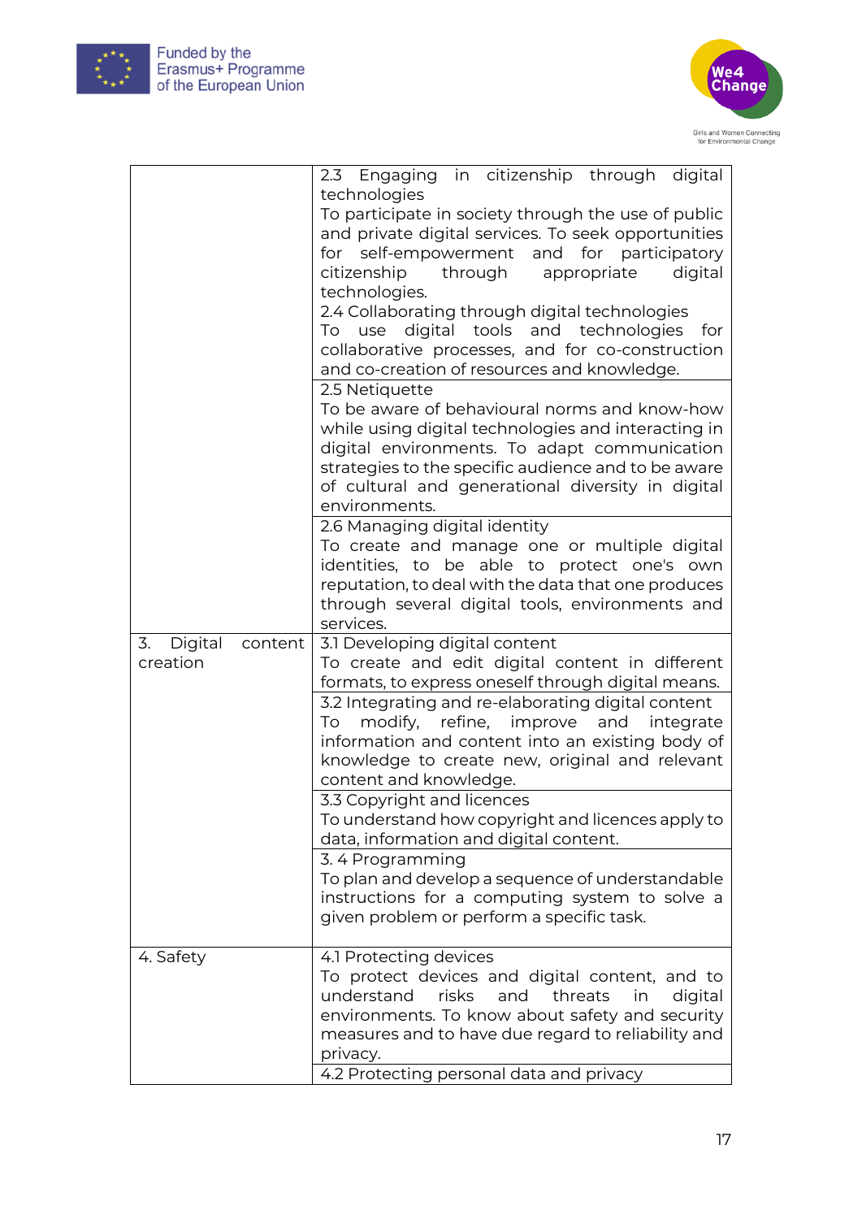| | |
|---|---|
| | 2.3 Engaging in citizenship through digital technologies<br>To participate in society through the use of public and private digital services. To seek opportunities for self-empowerment and for participatory citizenship through appropriate digital technologies.<br>2.4 Collaborating through digital technologies<br>To use digital tools and technologies for collaborative processes, and for co-construction and co-creation of resources and knowledge. |
| | 2.5 Netiquette<br>To be aware of behavioural norms and know-how while using digital technologies and interacting in digital environments. To adapt communication strategies to the specific audience and to be aware of cultural and generational diversity in digital environments. |
| | 2.6 Managing digital identity<br>To create and manage one or multiple digital identities, to be able to protect one's own reputation, to deal with the data that one produces through several digital tools, environments and services. |
| 3. Digital content creation | 3.1 Developing digital content<br>To create and edit digital content in different formats, to express oneself through digital means. |
| | 3.2 Integrating and re-elaborating digital content<br>To modify, refine, improve and integrate information and content into an existing body of knowledge to create new, original and relevant content and knowledge. |
| | 3.3 Copyright and licences<br>To understand how copyright and licences apply to data, information and digital content. |
| | 3. 4 Programming<br>To plan and develop a sequence of understandable instructions for a computing system to solve a given problem or perform a specific task. |
| 4. Safety | 4.1 Protecting devices<br>To protect devices and digital content, and to understand risks and threats in digital environments. To know about safety and security measures and to have due regard to reliability and privacy. |
| | 4.2 Protecting personal data and privacy |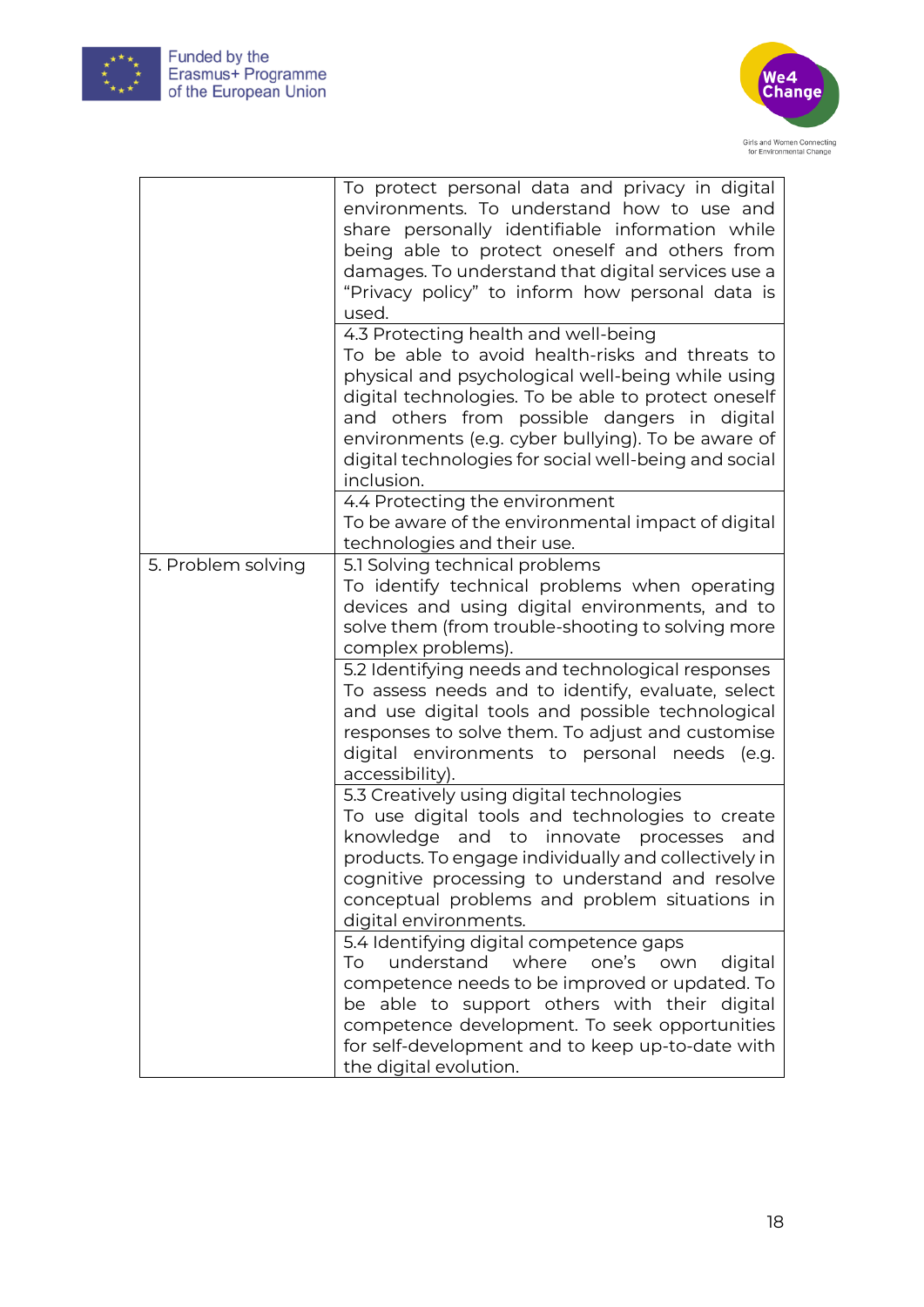| | |
|---|---|
| | To protect personal data and privacy in digital environments. To understand how to use and share personally identifiable information while being able to protect oneself and others from damages. To understand that digital services use a "Privacy policy" to inform how personal data is used. |
| | 4.3 Protecting health and well-being<br>To be able to avoid health-risks and threats to physical and psychological well-being while using digital technologies. To be able to protect oneself and others from possible dangers in digital environments (e.g. cyber bullying). To be aware of digital technologies for social well-being and social inclusion. |
| | 4.4 Protecting the environment<br>To be aware of the environmental impact of digital technologies and their use. |
| 5. Problem solving | 5.1 Solving technical problems<br>To identify technical problems when operating devices and using digital environments, and to solve them (from trouble-shooting to solving more complex problems). |
| | 5.2 Identifying needs and technological responses<br>To assess needs and to identify, evaluate, select and use digital tools and possible technological responses to solve them. To adjust and customise digital environments to personal needs (e.g. accessibility). |
| | 5.3 Creatively using digital technologies<br>To use digital tools and technologies to create knowledge and to innovate processes and products. To engage individually and collectively in cognitive processing to understand and resolve conceptual problems and problem situations in digital environments. |
| | 5.4 Identifying digital competence gaps<br>To understand where one's own digital competence needs to be improved or updated. To be able to support others with their digital competence development. To seek opportunities for self-development and to keep up-to-date with the digital evolution. |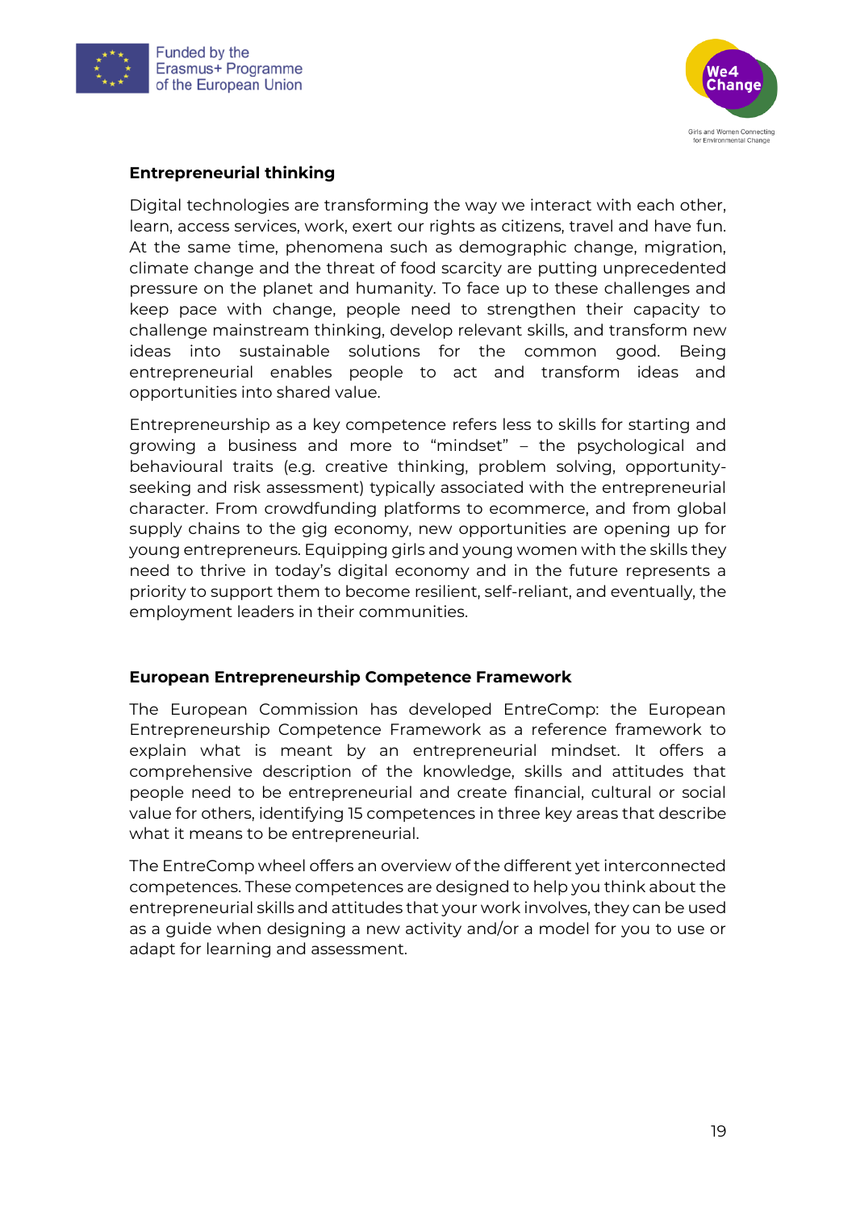### Entrepreneurial thinking

Digital technologies are transforming the way we interact with each other, learn, access services, work, exert our rights as citizens, travel and have fun. At the same time, phenomena such as demographic change, migration, climate change and the threat of food scarcity are putting unprecedented pressure on the planet and humanity. To face up to these challenges and keep pace with change, people need to strengthen their capacity to challenge mainstream thinking, develop relevant skills, and transform new ideas into sustainable solutions for the common good. Being entrepreneurial enables people to act and transform ideas and opportunities into shared value.

Entrepreneurship as a key competence refers less to skills for starting and growing a business and more to "mindset" – the psychological and behavioural traits (e.g. creative thinking, problem solving, opportunity-seeking and risk assessment) typically associated with the entrepreneurial character. From crowdfunding platforms to ecommerce, and from global supply chains to the gig economy, new opportunities are opening up for young entrepreneurs. Equipping girls and young women with the skills they need to thrive in today's digital economy and in the future represents a priority to support them to become resilient, self-reliant, and eventually, the employment leaders in their communities.

### European Entrepreneurship Competence Framework

The European Commission has developed EntreComp: the European Entrepreneurship Competence Framework as a reference framework to explain what is meant by an entrepreneurial mindset. It offers a comprehensive description of the knowledge, skills and attitudes that people need to be entrepreneurial and create financial, cultural or social value for others, identifying 15 competences in three key areas that describe what it means to be entrepreneurial.

The EntreComp wheel offers an overview of the different yet interconnected competences. These competences are designed to help you think about the entrepreneurial skills and attitudes that your work involves, they can be used as a guide when designing a new activity and/or a model for you to use or adapt for learning and assessment.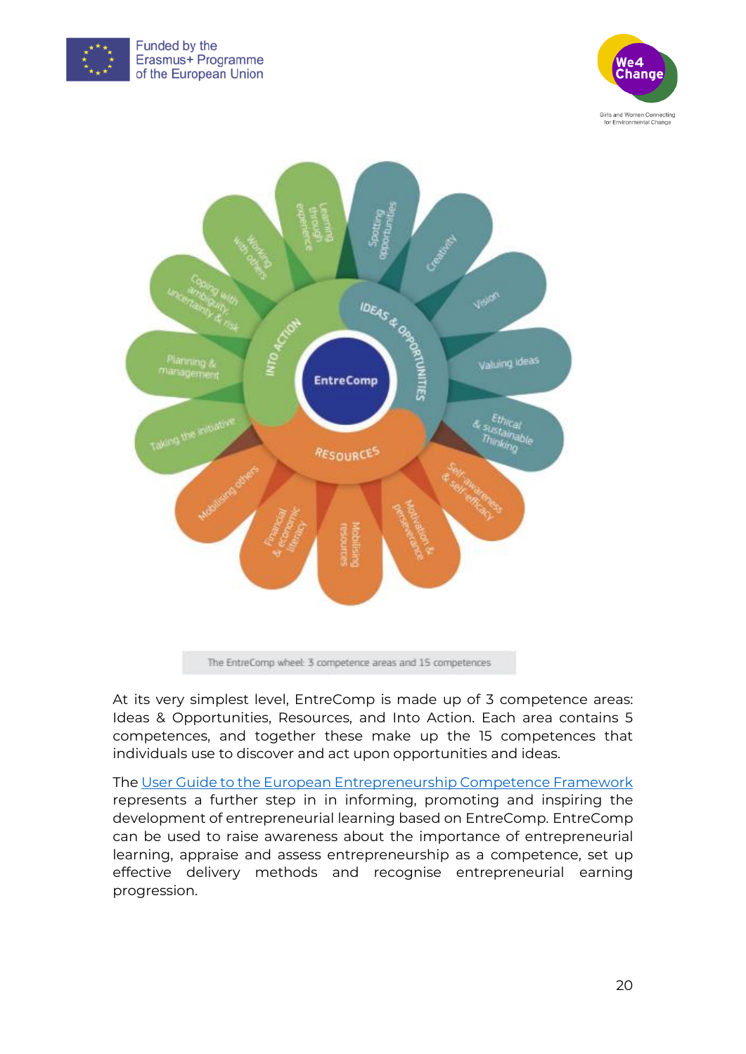The EntreComp wheel: 3 competence areas and 15 competences

At its very simplest level, EntreComp is made up of 3 competence areas: Ideas & Opportunities, Resources, and Into Action. Each area contains 5 competences, and together these make up the 15 competences that individuals use to discover and act upon opportunities and ideas.

The User Guide to the European Entrepreneurship Competence Framework represents a further step in in informing, promoting and inspiring the development of entrepreneurial learning based on EntreComp. EntreComp can be used to raise awareness about the importance of entrepreneurial learning, appraise and assess entrepreneurship as a competence, set up effective delivery methods and recognise entrepreneurial earning progression.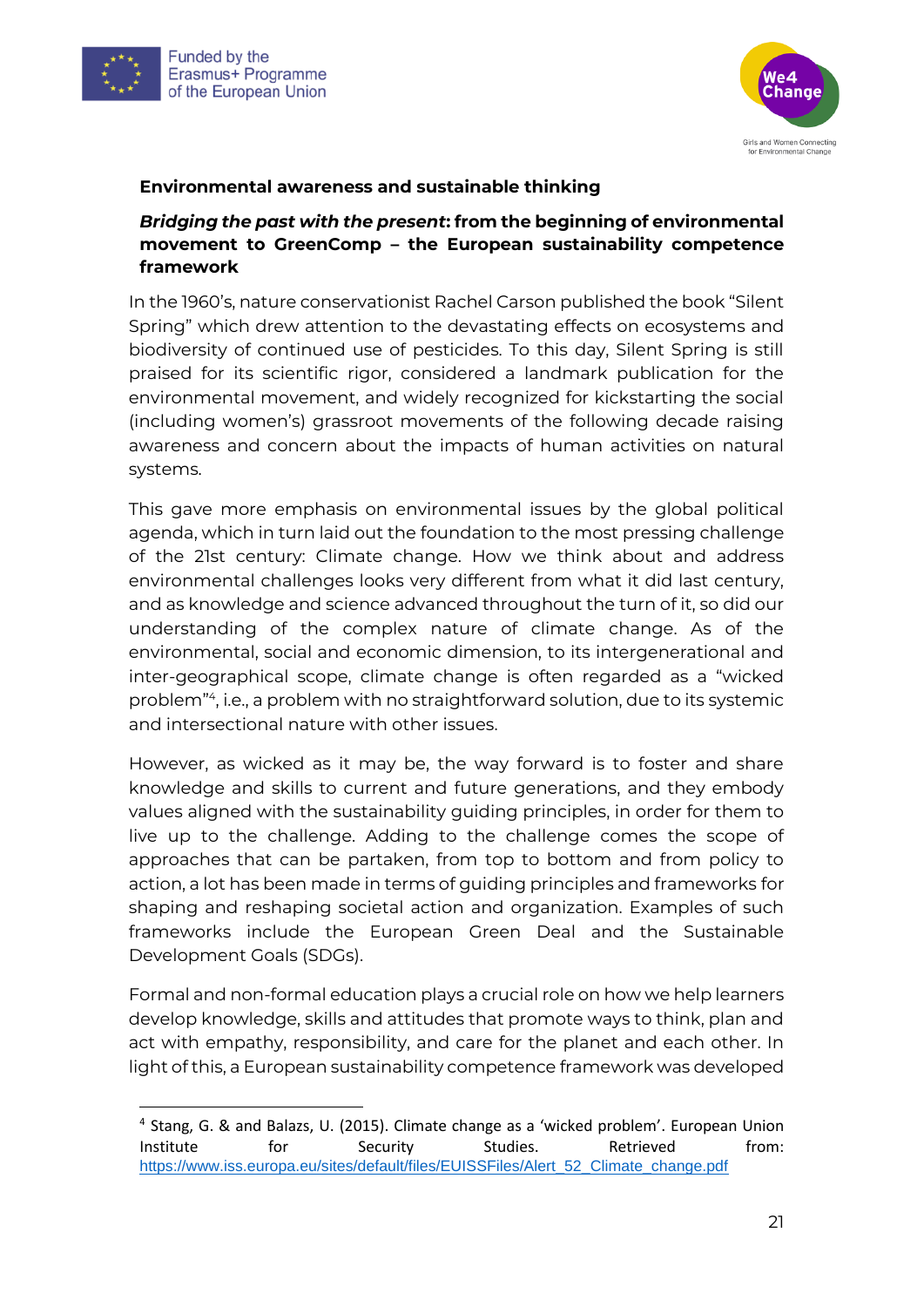**Environmental awareness and sustainable thinking**

***Bridging the past with the present*: from the beginning of environmental movement to GreenComp – the European sustainability competence framework**

In the 1960's, nature conservationist Rachel Carson published the book "Silent Spring" which drew attention to the devastating effects on ecosystems and biodiversity of continued use of pesticides. To this day, Silent Spring is still praised for its scientific rigor, considered a landmark publication for the environmental movement, and widely recognized for kickstarting the social (including women's) grassroot movements of the following decade raising awareness and concern about the impacts of human activities on natural systems.

This gave more emphasis on environmental issues by the global political agenda, which in turn laid out the foundation to the most pressing challenge of the 21st century: Climate change. How we think about and address environmental challenges looks very different from what it did last century, and as knowledge and science advanced throughout the turn of it, so did our understanding of the complex nature of climate change. As of the environmental, social and economic dimension, to its intergenerational and inter-geographical scope, climate change is often regarded as a "wicked problem"[4], i.e., a problem with no straightforward solution, due to its systemic and intersectional nature with other issues.

However, as wicked as it may be, the way forward is to foster and share knowledge and skills to current and future generations, and they embody values aligned with the sustainability guiding principles, in order for them to live up to the challenge. Adding to the challenge comes the scope of approaches that can be partaken, from top to bottom and from policy to action, a lot has been made in terms of guiding principles and frameworks for shaping and reshaping societal action and organization. Examples of such frameworks include the European Green Deal and the Sustainable Development Goals (SDGs).

Formal and non-formal education plays a crucial role on how we help learners develop knowledge, skills and attitudes that promote ways to think, plan and act with empathy, responsibility, and care for the planet and each other. In light of this, a European sustainability competence framework was developed

---

[4] Stang, G. & and Balazs, U. (2015). Climate change as a 'wicked problem'. European Union Institute for Security Studies. Retrieved from: https://www.iss.europa.eu/sites/default/files/EUISSFiles/Alert_52_Climate_change.pdf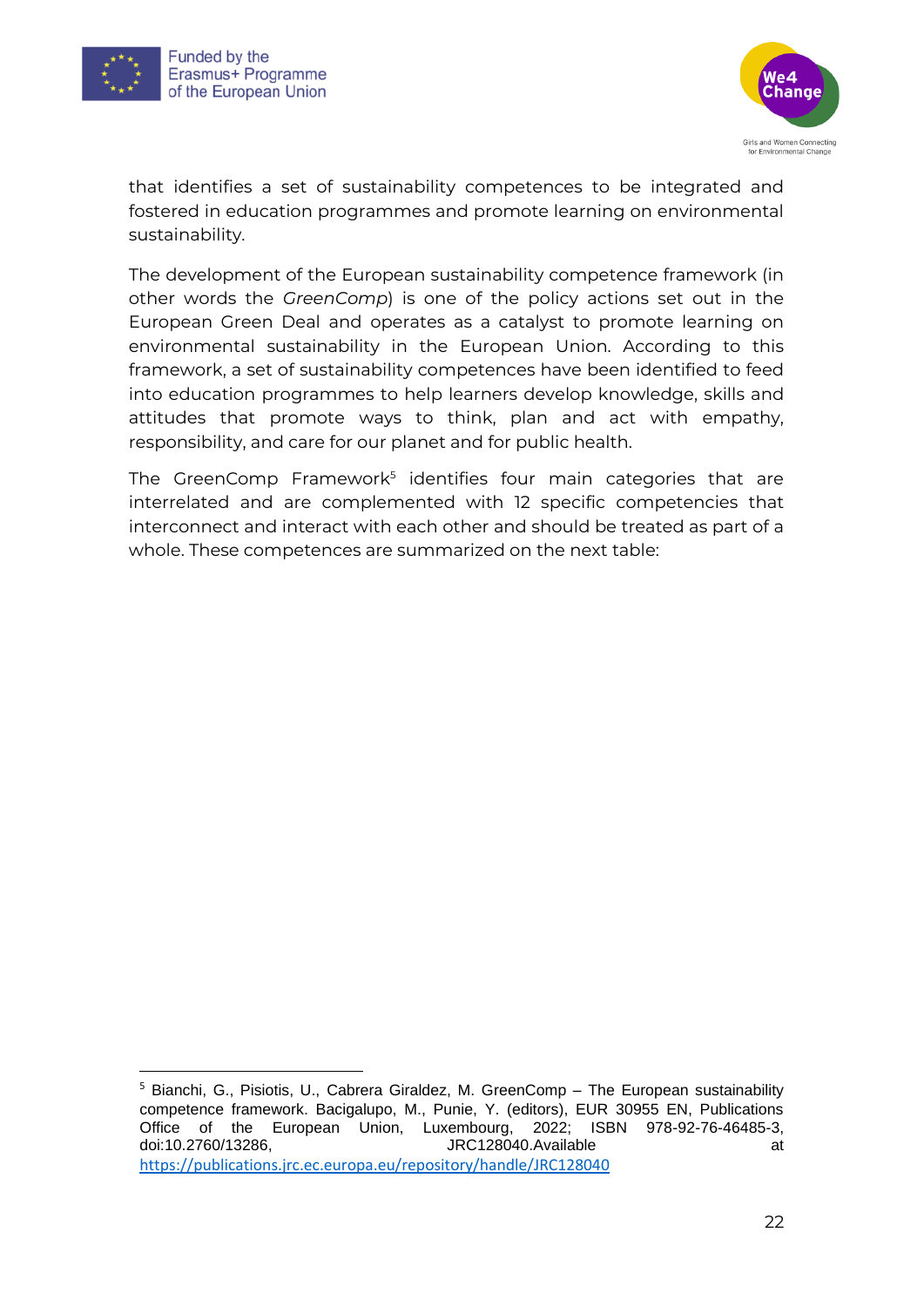that identifies a set of sustainability competences to be integrated and fostered in education programmes and promote learning on environmental sustainability.

The development of the European sustainability competence framework (in other words the *GreenComp*) is one of the policy actions set out in the European Green Deal and operates as a catalyst to promote learning on environmental sustainability in the European Union. According to this framework, a set of sustainability competences have been identified to feed into education programmes to help learners develop knowledge, skills and attitudes that promote ways to think, plan and act with empathy, responsibility, and care for our planet and for public health.

The GreenComp Framework[5] identifies four main categories that are interrelated and are complemented with 12 specific competencies that interconnect and interact with each other and should be treated as part of a whole. These competences are summarized on the next table:

[5] Bianchi, G., Pisiotis, U., Cabrera Giraldez, M. GreenComp – The European sustainability competence framework. Bacigalupo, M., Punie, Y. (editors), EUR 30955 EN, Publications Office of the European Union, Luxembourg, 2022; ISBN 978-92-76-46485-3, doi:10.2760/13286, JRC128040.Available at https://publications.jrc.ec.europa.eu/repository/handle/JRC128040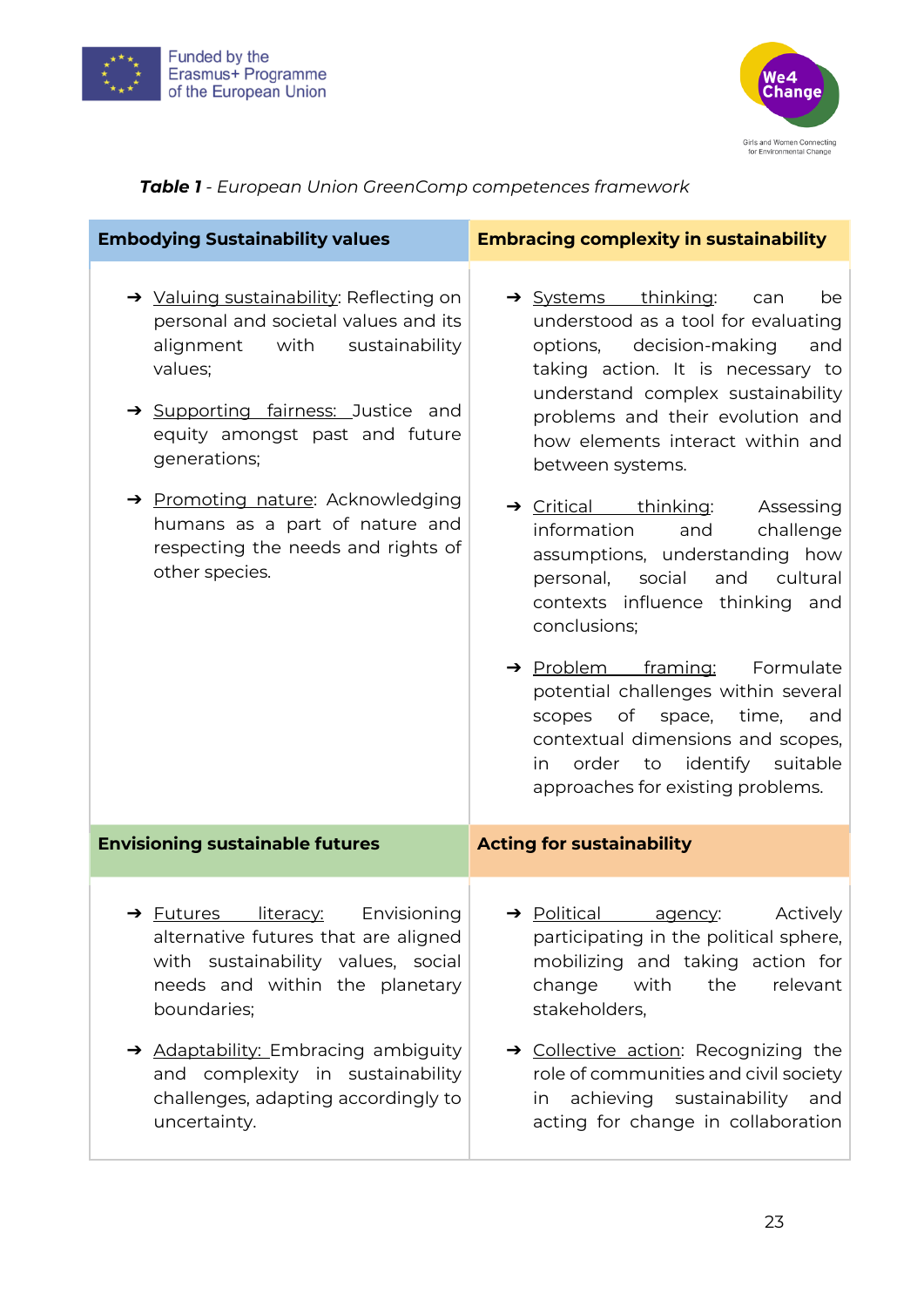***Table 1*** *- European Union GreenComp competences framework*

| **Embodying Sustainability values** | **Embracing complexity in sustainability** |
|---|---|
| → Valuing sustainability: Reflecting on personal and societal values and its alignment with sustainability values;<br><br>→ Supporting fairness: Justice and equity amongst past and future generations;<br><br>→ Promoting nature: Acknowledging humans as a part of nature and respecting the needs and rights of other species. | → Systems thinking: can be understood as a tool for evaluating options, decision-making and taking action. It is necessary to understand complex sustainability problems and their evolution and how elements interact within and between systems.<br><br>→ Critical thinking: Assessing information and challenge assumptions, understanding how personal, social and cultural contexts influence thinking and conclusions;<br><br>→ Problem framing: Formulate potential challenges within several scopes of space, time, and contextual dimensions and scopes, in order to identify suitable approaches for existing problems. |
| **Envisioning sustainable futures** | **Acting for sustainability** |
| → Futures literacy: Envisioning alternative futures that are aligned with sustainability values, social needs and within the planetary boundaries;<br><br>→ Adaptability: Embracing ambiguity and complexity in sustainability challenges, adapting accordingly to uncertainty. | → Political agency: Actively participating in the political sphere, mobilizing and taking action for change with the relevant stakeholders,<br><br>→ Collective action: Recognizing the role of communities and civil society in achieving sustainability and acting for change in collaboration |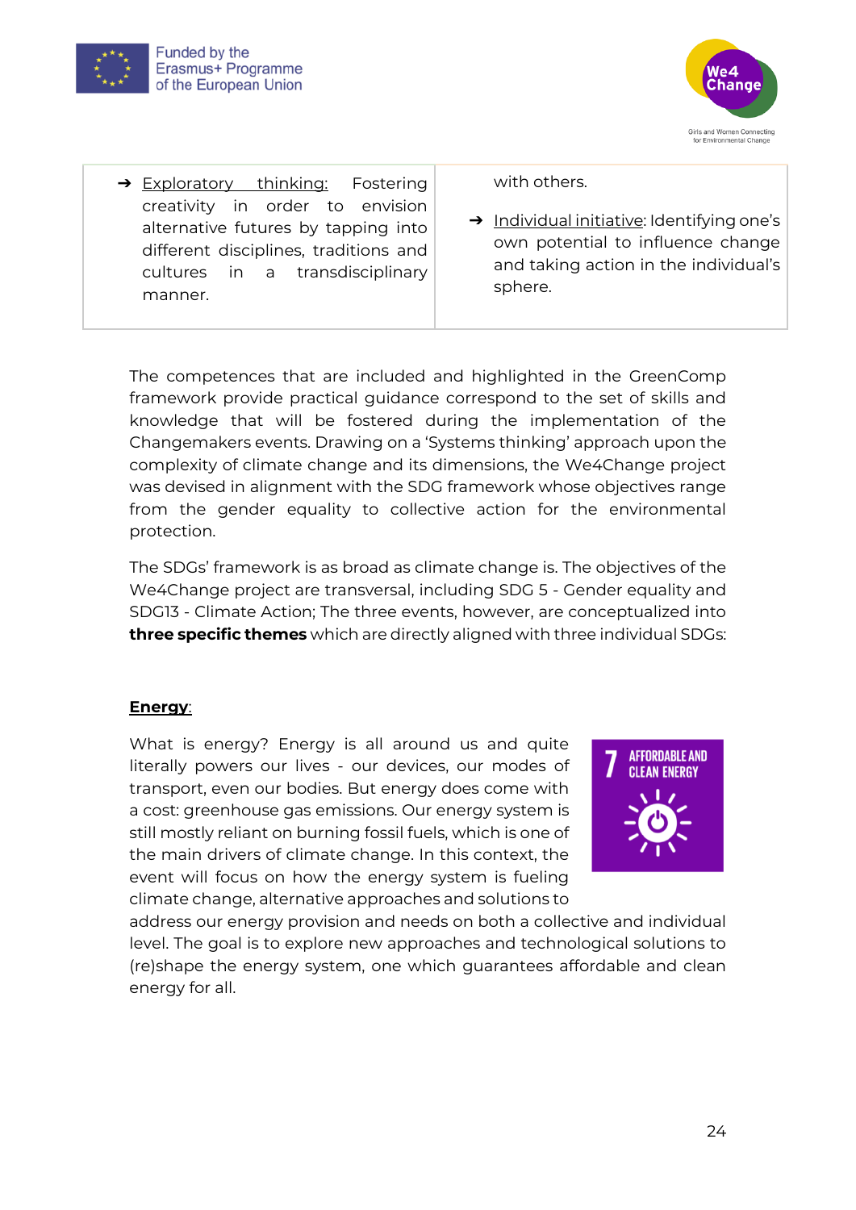| | |
|---|---|
| ➔ Exploratory thinking: Fostering creativity in order to envision alternative futures by tapping into different disciplines, traditions and cultures in a transdisciplinary manner. | with others.<br><br>➔ Individual initiative: Identifying one's own potential to influence change and taking action in the individual's sphere. |

The competences that are included and highlighted in the GreenComp framework provide practical guidance correspond to the set of skills and knowledge that will be fostered during the implementation of the Changemakers events. Drawing on a 'Systems thinking' approach upon the complexity of climate change and its dimensions, the We4Change project was devised in alignment with the SDG framework whose objectives range from the gender equality to collective action for the environmental protection.

The SDGs' framework is as broad as climate change is. The objectives of the We4Change project are transversal, including SDG 5 - Gender equality and SDG13 - Climate Action; The three events, however, are conceptualized into **three specific themes** which are directly aligned with three individual SDGs:

**Energy**:

7 AFFORDABLE AND CLEAN ENERGY

What is energy? Energy is all around us and quite literally powers our lives - our devices, our modes of transport, even our bodies. But energy does come with a cost: greenhouse gas emissions. Our energy system is still mostly reliant on burning fossil fuels, which is one of the main drivers of climate change. In this context, the event will focus on how the energy system is fueling climate change, alternative approaches and solutions to address our energy provision and needs on both a collective and individual level. The goal is to explore new approaches and technological solutions to (re)shape the energy system, one which guarantees affordable and clean energy for all.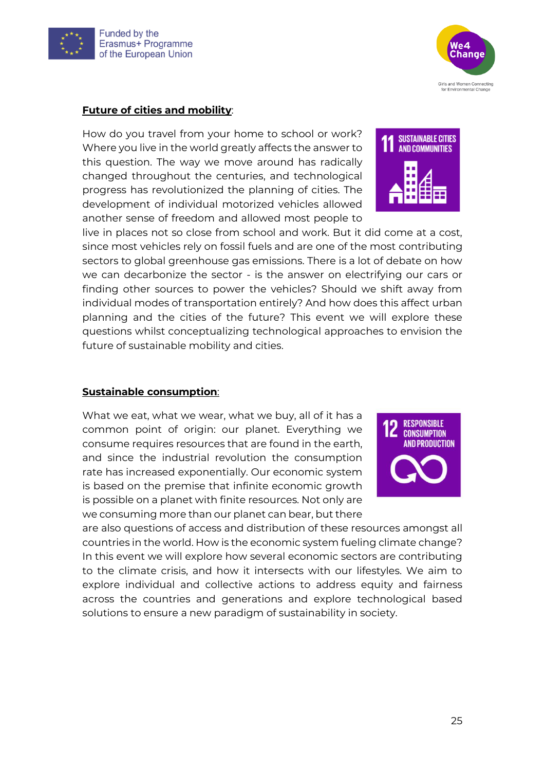**Future of cities and mobility**:

How do you travel from your home to school or work? Where you live in the world greatly affects the answer to this question. The way we move around has radically changed throughout the centuries, and technological progress has revolutionized the planning of cities. The development of individual motorized vehicles allowed another sense of freedom and allowed most people to live in places not so close from school and work. But it did come at a cost, since most vehicles rely on fossil fuels and are one of the most contributing sectors to global greenhouse gas emissions. There is a lot of debate on how we can decarbonize the sector - is the answer on electrifying our cars or finding other sources to power the vehicles? Should we shift away from individual modes of transportation entirely? And how does this affect urban planning and the cities of the future? This event we will explore these questions whilst conceptualizing technological approaches to envision the future of sustainable mobility and cities.

**Sustainable consumption**:

What we eat, what we wear, what we buy, all of it has a common point of origin: our planet. Everything we consume requires resources that are found in the earth, and since the industrial revolution the consumption rate has increased exponentially. Our economic system is based on the premise that infinite economic growth is possible on a planet with finite resources. Not only are we consuming more than our planet can bear, but there are also questions of access and distribution of these resources amongst all countries in the world. How is the economic system fueling climate change? In this event we will explore how several economic sectors are contributing to the climate crisis, and how it intersects with our lifestyles. We aim to explore individual and collective actions to address equity and fairness across the countries and generations and explore technological based solutions to ensure a new paradigm of sustainability in society.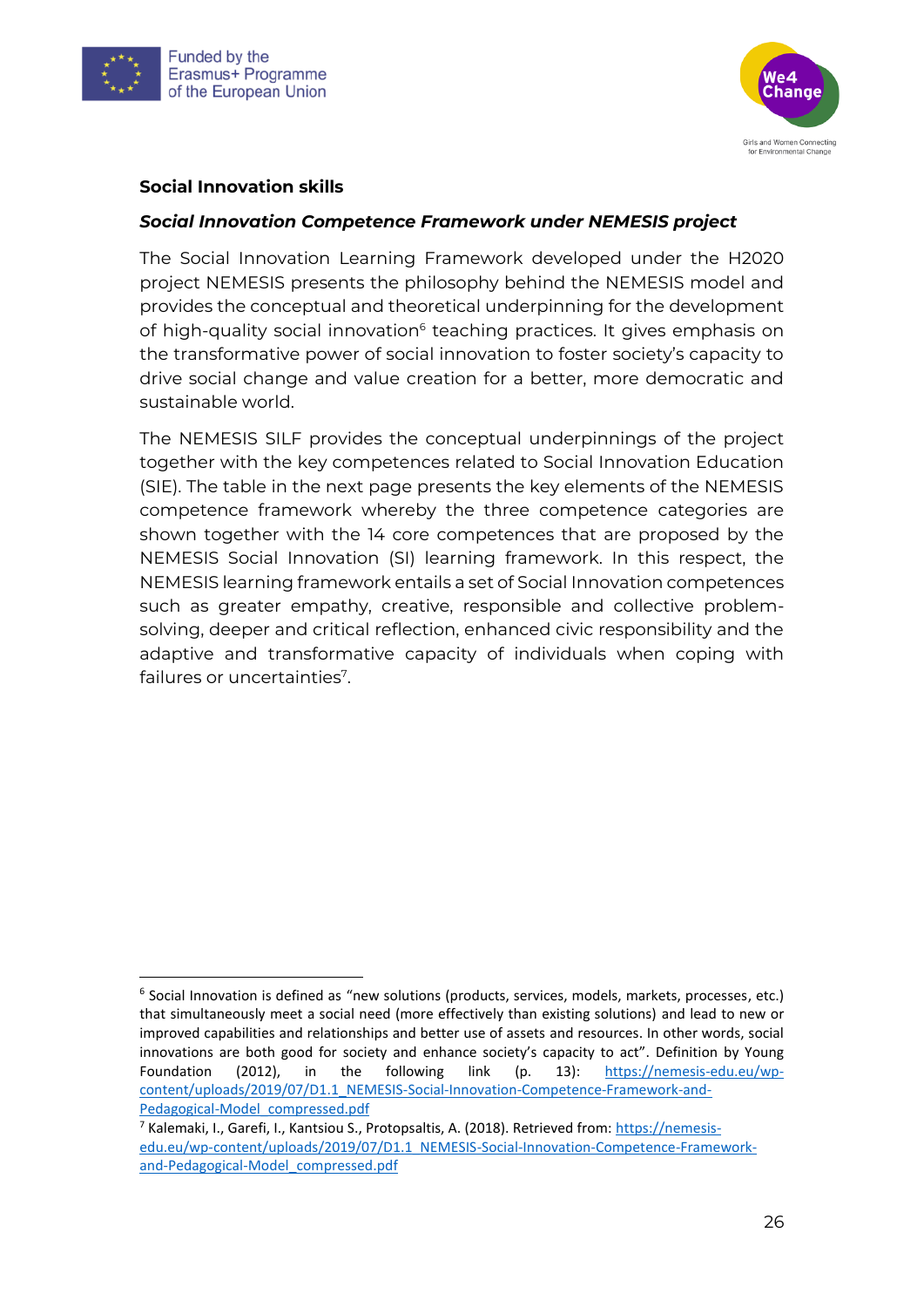**Social Innovation skills**

***Social Innovation Competence Framework under NEMESIS project***

The Social Innovation Learning Framework developed under the H2020 project NEMESIS presents the philosophy behind the NEMESIS model and provides the conceptual and theoretical underpinning for the development of high-quality social innovation[6] teaching practices. It gives emphasis on the transformative power of social innovation to foster society's capacity to drive social change and value creation for a better, more democratic and sustainable world.

The NEMESIS SILF provides the conceptual underpinnings of the project together with the key competences related to Social Innovation Education (SIE). The table in the next page presents the key elements of the NEMESIS competence framework whereby the three competence categories are shown together with the 14 core competences that are proposed by the NEMESIS Social Innovation (SI) learning framework. In this respect, the NEMESIS learning framework entails a set of Social Innovation competences such as greater empathy, creative, responsible and collective problem-solving, deeper and critical reflection, enhanced civic responsibility and the adaptive and transformative capacity of individuals when coping with failures or uncertainties[7].

---

[6] Social Innovation is defined as "new solutions (products, services, models, markets, processes, etc.) that simultaneously meet a social need (more effectively than existing solutions) and lead to new or improved capabilities and relationships and better use of assets and resources. In other words, social innovations are both good for society and enhance society's capacity to act". Definition by Young Foundation (2012), in the following link (p. 13): https://nemesis-edu.eu/wp-content/uploads/2019/07/D1.1_NEMESIS-Social-Innovation-Competence-Framework-and-Pedagogical-Model_compressed.pdf

[7] Kalemaki, I., Garefi, I., Kantsiou S., Protopsaltis, A. (2018). Retrieved from: https://nemesis-edu.eu/wp-content/uploads/2019/07/D1.1_NEMESIS-Social-Innovation-Competence-Framework-and-Pedagogical-Model_compressed.pdf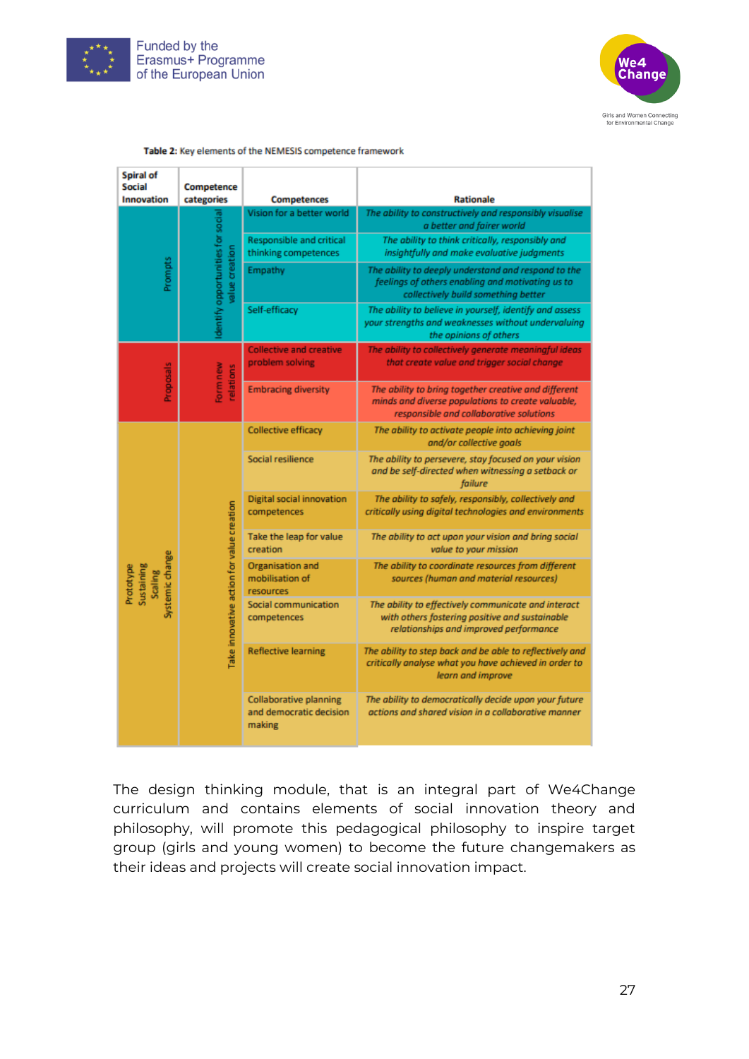**Table 2:** Key elements of the NEMESIS competence framework

| Spiral of Social Innovation | Competence categories | Competences | Rationale |
|---|---|---|---|
| Prompts | Identify opportunities for social value creation | Vision for a better world | *The ability to constructively and responsibly visualise a better and fairer world* |
| | | Responsible and critical thinking competences | *The ability to think critically, responsibly and insightfully and make evaluative judgments* |
| | | Empathy | *The ability to deeply understand and respond to the feelings of others enabling and motivating us to collectively build something better* |
| | | Self-efficacy | *The ability to believe in yourself, identify and assess your strengths and weaknesses without undervaluing the opinions of others* |
| Proposals | Form new relations | Collective and creative problem solving | *The ability to collectively generate meaningful ideas that create value and trigger social change* |
| | | Embracing diversity | *The ability to bring together creative and different minds and diverse populations to create valuable, responsible and collaborative solutions* |
| Prototype Sustaining Scaling Systemic change | Take innovative action for value creation | Collective efficacy | *The ability to activate people into achieving joint and/or collective goals* |
| | | Social resilience | *The ability to persevere, stay focused on your vision and be self-directed when witnessing a setback or failure* |
| | | Digital social innovation competences | *The ability to safely, responsibly, collectively and critically using digital technologies and environments* |
| | | Take the leap for value creation | *The ability to act upon your vision and bring social value to your mission* |
| | | Organisation and mobilisation of resources | *The ability to coordinate resources from different sources (human and material resources)* |
| | | Social communication competences | *The ability to effectively communicate and interact with others fostering positive and sustainable relationships and improved performance* |
| | | Reflective learning | *The ability to step back and be able to reflectively and critically analyse what you have achieved in order to learn and improve* |
| | | Collaborative planning and democratic decision making | *The ability to democratically decide upon your future actions and shared vision in a collaborative manner* |

The design thinking module, that is an integral part of We4Change curriculum and contains elements of social innovation theory and philosophy, will promote this pedagogical philosophy to inspire target group (girls and young women) to become the future changemakers as their ideas and projects will create social innovation impact.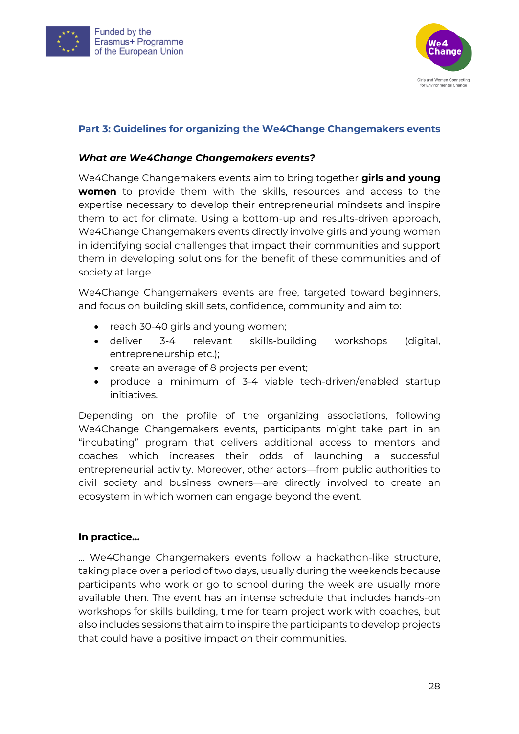## Part 3: Guidelines for organizing the We4Change Changemakers events

### *What are We4Change Changemakers events?*

We4Change Changemakers events aim to bring together **girls and young women** to provide them with the skills, resources and access to the expertise necessary to develop their entrepreneurial mindsets and inspire them to act for climate. Using a bottom-up and results-driven approach, We4Change Changemakers events directly involve girls and young women in identifying social challenges that impact their communities and support them in developing solutions for the benefit of these communities and of society at large.

We4Change Changemakers events are free, targeted toward beginners, and focus on building skill sets, confidence, community and aim to:

- reach 30-40 girls and young women;
- deliver 3-4 relevant skills-building workshops (digital, entrepreneurship etc.);
- create an average of 8 projects per event;
- produce a minimum of 3-4 viable tech-driven/enabled startup initiatives.

Depending on the profile of the organizing associations, following We4Change Changemakers events, participants might take part in an “incubating” program that delivers additional access to mentors and coaches which increases their odds of launching a successful entrepreneurial activity. Moreover, other actors—from public authorities to civil society and business owners—are directly involved to create an ecosystem in which women can engage beyond the event.

### In practice…

… We4Change Changemakers events follow a hackathon-like structure, taking place over a period of two days, usually during the weekends because participants who work or go to school during the week are usually more available then. The event has an intense schedule that includes hands-on workshops for skills building, time for team project work with coaches, but also includes sessions that aim to inspire the participants to develop projects that could have a positive impact on their communities.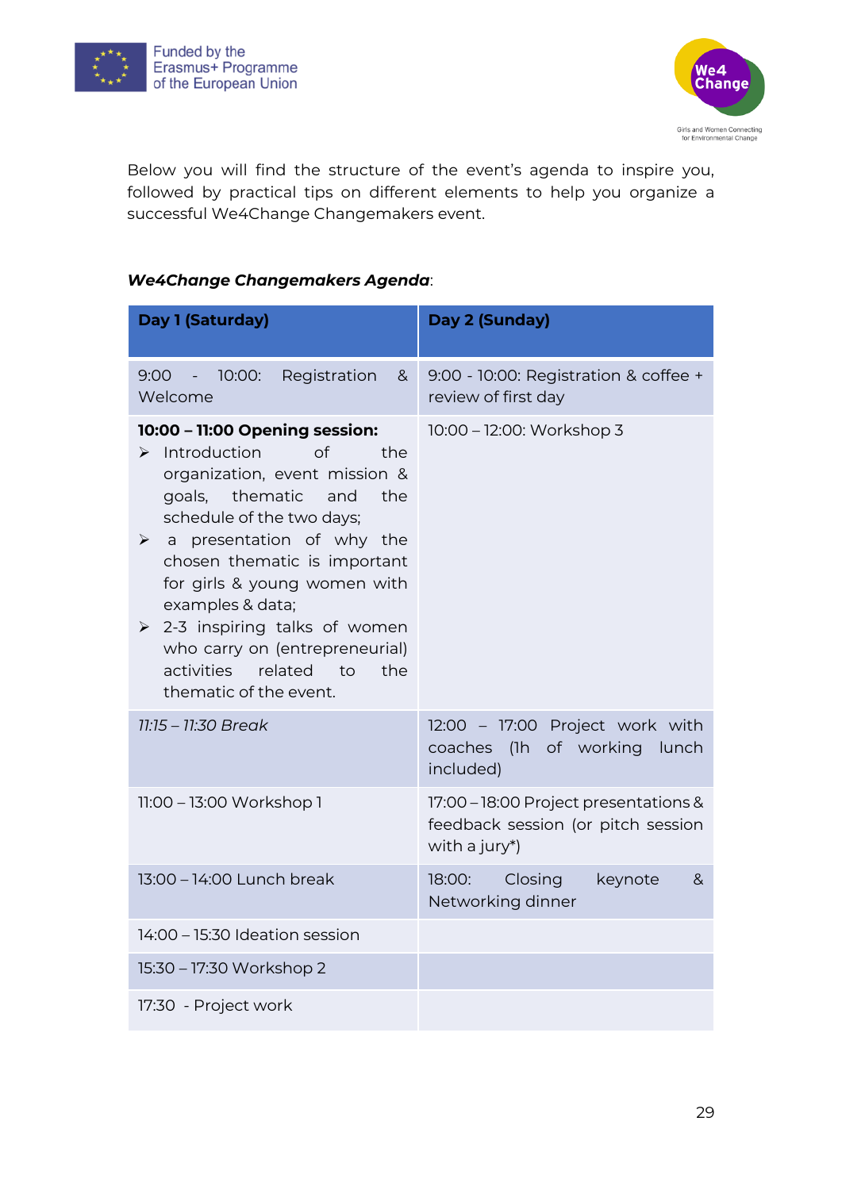Below you will find the structure of the event's agenda to inspire you, followed by practical tips on different elements to help you organize a successful We4Change Changemakers event.

***We4Change Changemakers Agenda***:

| **Day 1 (Saturday)** | **Day 2 (Sunday)** |
|---|---|
| 9:00 - 10:00: Registration & Welcome | 9:00 - 10:00: Registration & coffee + review of first day |
| **10:00 – 11:00 Opening session:** ➢ Introduction of the organization, event mission & goals, thematic and the schedule of the two days; ➢ a presentation of why the chosen thematic is important for girls & young women with examples & data; ➢ 2-3 inspiring talks of women who carry on (entrepreneurial) activities related to the thematic of the event. | 10:00 – 12:00: Workshop 3 |
| *11:15 – 11:30 Break* | 12:00 – 17:00 Project work with coaches (1h of working lunch included) |
| 11:00 – 13:00 Workshop 1 | 17:00 – 18:00 Project presentations & feedback session (or pitch session with a jury*) |
| 13:00 – 14:00 Lunch break | 18:00: Closing keynote & Networking dinner |
| 14:00 – 15:30 Ideation session | |
| 15:30 – 17:30 Workshop 2 | |
| 17:30 - Project work | |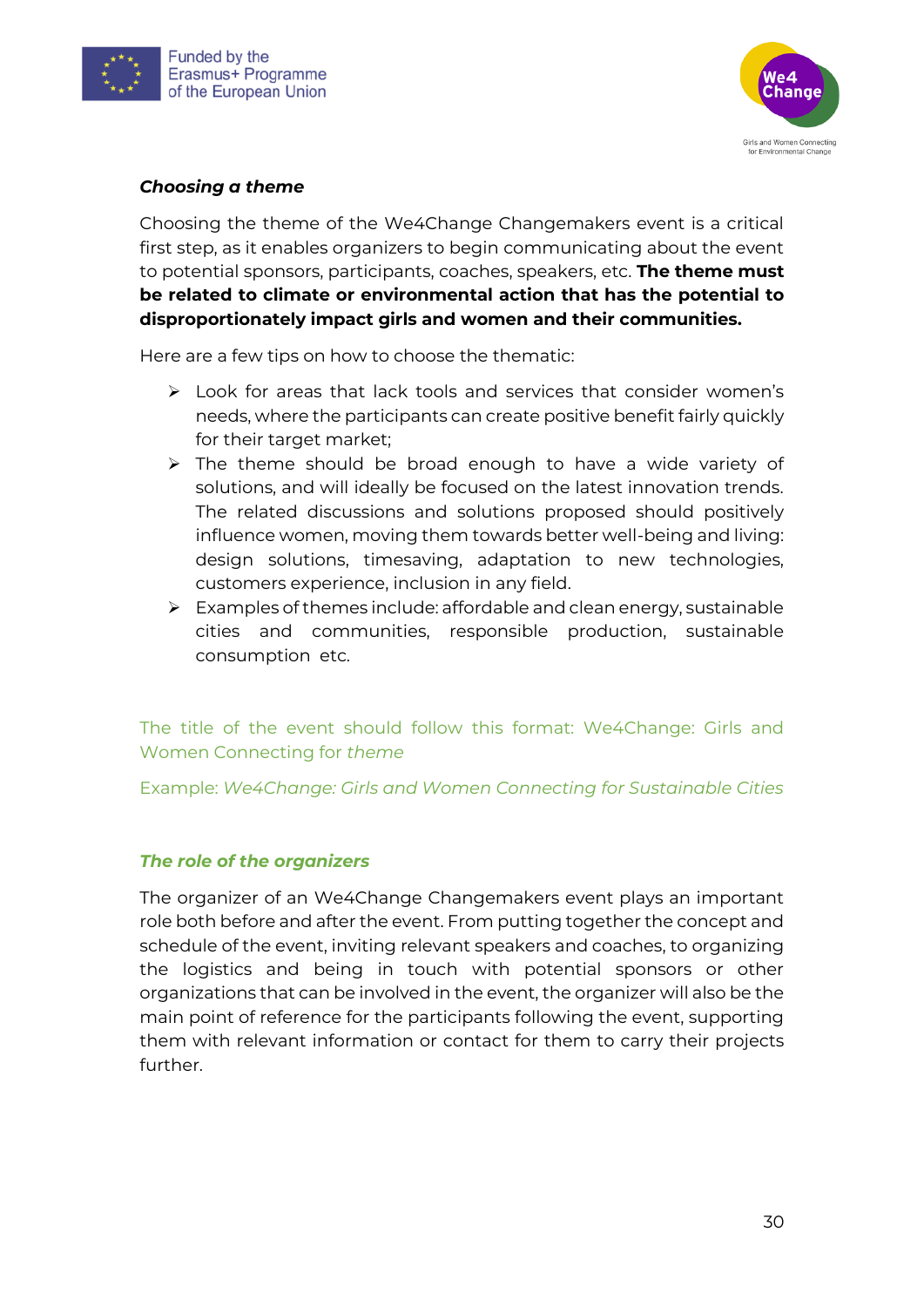### *Choosing a theme*

Choosing the theme of the We4Change Changemakers event is a critical first step, as it enables organizers to begin communicating about the event to potential sponsors, participants, coaches, speakers, etc. **The theme must be related to climate or environmental action that has the potential to disproportionately impact girls and women and their communities.**

Here are a few tips on how to choose the thematic:

- Look for areas that lack tools and services that consider women's needs, where the participants can create positive benefit fairly quickly for their target market;
- The theme should be broad enough to have a wide variety of solutions, and will ideally be focused on the latest innovation trends. The related discussions and solutions proposed should positively influence women, moving them towards better well-being and living: design solutions, timesaving, adaptation to new technologies, customers experience, inclusion in any field.
- Examples of themes include: affordable and clean energy, sustainable cities and communities, responsible production, sustainable consumption etc.

The title of the event should follow this format: We4Change: Girls and Women Connecting for *theme*

Example: *We4Change: Girls and Women Connecting for Sustainable Cities*

### *The role of the organizers*

The organizer of an We4Change Changemakers event plays an important role both before and after the event. From putting together the concept and schedule of the event, inviting relevant speakers and coaches, to organizing the logistics and being in touch with potential sponsors or other organizations that can be involved in the event, the organizer will also be the main point of reference for the participants following the event, supporting them with relevant information or contact for them to carry their projects further.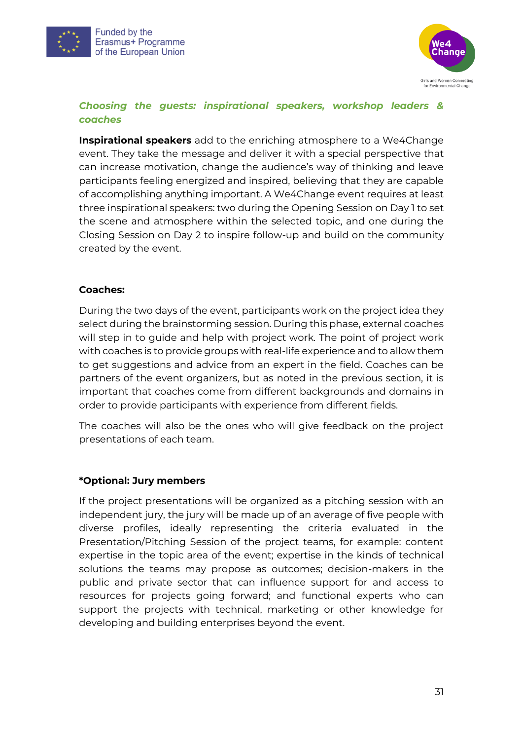### *Choosing the guests: inspirational speakers, workshop leaders & coaches*

**Inspirational speakers** add to the enriching atmosphere to a We4Change event. They take the message and deliver it with a special perspective that can increase motivation, change the audience's way of thinking and leave participants feeling energized and inspired, believing that they are capable of accomplishing anything important. A We4Change event requires at least three inspirational speakers: two during the Opening Session on Day 1 to set the scene and atmosphere within the selected topic, and one during the Closing Session on Day 2 to inspire follow-up and build on the community created by the event.

**Coaches:**

During the two days of the event, participants work on the project idea they select during the brainstorming session. During this phase, external coaches will step in to guide and help with project work. The point of project work with coaches is to provide groups with real-life experience and to allow them to get suggestions and advice from an expert in the field. Coaches can be partners of the event organizers, but as noted in the previous section, it is important that coaches come from different backgrounds and domains in order to provide participants with experience from different fields.

The coaches will also be the ones who will give feedback on the project presentations of each team.

***Optional: Jury members**

If the project presentations will be organized as a pitching session with an independent jury, the jury will be made up of an average of five people with diverse profiles, ideally representing the criteria evaluated in the Presentation/Pitching Session of the project teams, for example: content expertise in the topic area of the event; expertise in the kinds of technical solutions the teams may propose as outcomes; decision-makers in the public and private sector that can influence support for and access to resources for projects going forward; and functional experts who can support the projects with technical, marketing or other knowledge for developing and building enterprises beyond the event.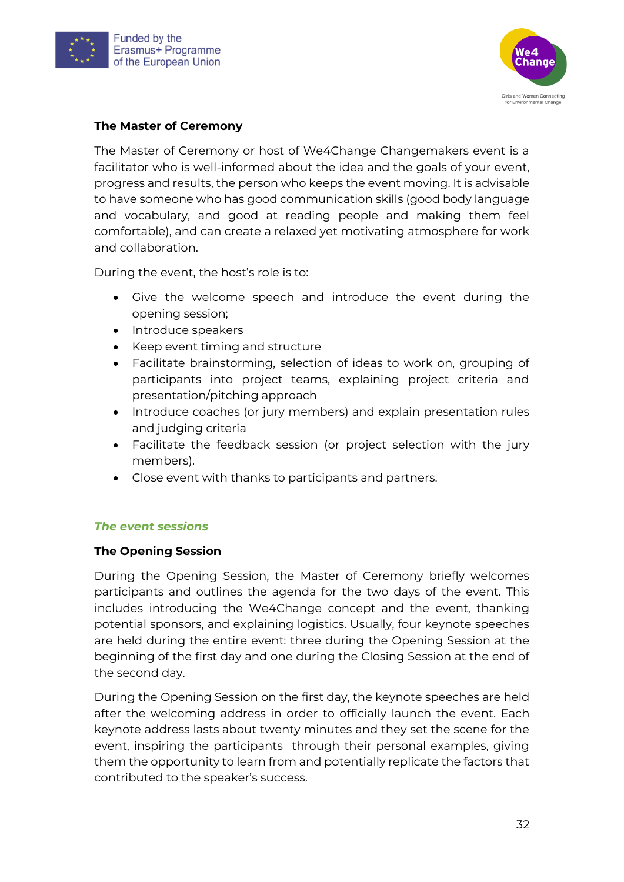### The Master of Ceremony

The Master of Ceremony or host of We4Change Changemakers event is a facilitator who is well-informed about the idea and the goals of your event, progress and results, the person who keeps the event moving. It is advisable to have someone who has good communication skills (good body language and vocabulary, and good at reading people and making them feel comfortable), and can create a relaxed yet motivating atmosphere for work and collaboration.

During the event, the host's role is to:

- Give the welcome speech and introduce the event during the opening session;
- Introduce speakers
- Keep event timing and structure
- Facilitate brainstorming, selection of ideas to work on, grouping of participants into project teams, explaining project criteria and presentation/pitching approach
- Introduce coaches (or jury members) and explain presentation rules and judging criteria
- Facilitate the feedback session (or project selection with the jury members).
- Close event with thanks to participants and partners.

## *The event sessions*

### The Opening Session

During the Opening Session, the Master of Ceremony briefly welcomes participants and outlines the agenda for the two days of the event. This includes introducing the We4Change concept and the event, thanking potential sponsors, and explaining logistics. Usually, four keynote speeches are held during the entire event: three during the Opening Session at the beginning of the first day and one during the Closing Session at the end of the second day.

During the Opening Session on the first day, the keynote speeches are held after the welcoming address in order to officially launch the event. Each keynote address lasts about twenty minutes and they set the scene for the event, inspiring the participants through their personal examples, giving them the opportunity to learn from and potentially replicate the factors that contributed to the speaker's success.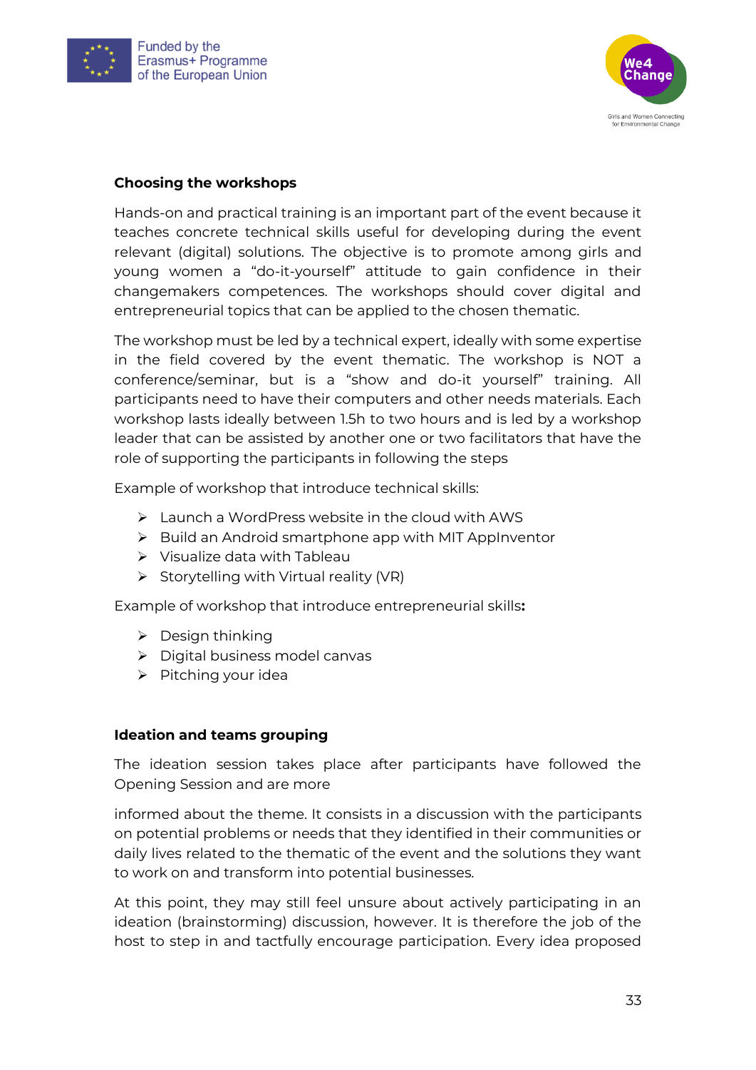### Choosing the workshops

Hands-on and practical training is an important part of the event because it teaches concrete technical skills useful for developing during the event relevant (digital) solutions. The objective is to promote among girls and young women a "do-it-yourself" attitude to gain confidence in their changemakers competences. The workshops should cover digital and entrepreneurial topics that can be applied to the chosen thematic.

The workshop must be led by a technical expert, ideally with some expertise in the field covered by the event thematic. The workshop is NOT a conference/seminar, but is a "show and do-it yourself" training. All participants need to have their computers and other needs materials. Each workshop lasts ideally between 1.5h to two hours and is led by a workshop leader that can be assisted by another one or two facilitators that have the role of supporting the participants in following the steps

Example of workshop that introduce technical skills:

- Launch a WordPress website in the cloud with AWS
- Build an Android smartphone app with MIT AppInventor
- Visualize data with Tableau
- Storytelling with Virtual reality (VR)

Example of workshop that introduce entrepreneurial skills**:**

- Design thinking
- Digital business model canvas
- Pitching your idea

### Ideation and teams grouping

The ideation session takes place after participants have followed the Opening Session and are more

informed about the theme. It consists in a discussion with the participants on potential problems or needs that they identified in their communities or daily lives related to the thematic of the event and the solutions they want to work on and transform into potential businesses.

At this point, they may still feel unsure about actively participating in an ideation (brainstorming) discussion, however. It is therefore the job of the host to step in and tactfully encourage participation. Every idea proposed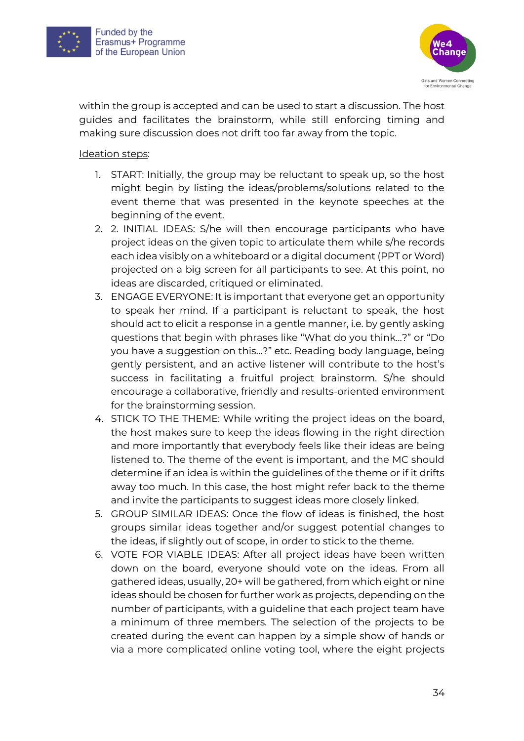within the group is accepted and can be used to start a discussion. The host guides and facilitates the brainstorm, while still enforcing timing and making sure discussion does not drift too far away from the topic.

Ideation steps:

1. START: Initially, the group may be reluctant to speak up, so the host might begin by listing the ideas/problems/solutions related to the event theme that was presented in the keynote speeches at the beginning of the event.
2. 2. INITIAL IDEAS: S/he will then encourage participants who have project ideas on the given topic to articulate them while s/he records each idea visibly on a whiteboard or a digital document (PPT or Word) projected on a big screen for all participants to see. At this point, no ideas are discarded, critiqued or eliminated.
3. ENGAGE EVERYONE: It is important that everyone get an opportunity to speak her mind. If a participant is reluctant to speak, the host should act to elicit a response in a gentle manner, i.e. by gently asking questions that begin with phrases like "What do you think…?" or "Do you have a suggestion on this…?" etc. Reading body language, being gently persistent, and an active listener will contribute to the host's success in facilitating a fruitful project brainstorm. S/he should encourage a collaborative, friendly and results-oriented environment for the brainstorming session.
4. STICK TO THE THEME: While writing the project ideas on the board, the host makes sure to keep the ideas flowing in the right direction and more importantly that everybody feels like their ideas are being listened to. The theme of the event is important, and the MC should determine if an idea is within the guidelines of the theme or if it drifts away too much. In this case, the host might refer back to the theme and invite the participants to suggest ideas more closely linked.
5. GROUP SIMILAR IDEAS: Once the flow of ideas is finished, the host groups similar ideas together and/or suggest potential changes to the ideas, if slightly out of scope, in order to stick to the theme.
6. VOTE FOR VIABLE IDEAS: After all project ideas have been written down on the board, everyone should vote on the ideas. From all gathered ideas, usually, 20+ will be gathered, from which eight or nine ideas should be chosen for further work as projects, depending on the number of participants, with a guideline that each project team have a minimum of three members. The selection of the projects to be created during the event can happen by a simple show of hands or via a more complicated online voting tool, where the eight projects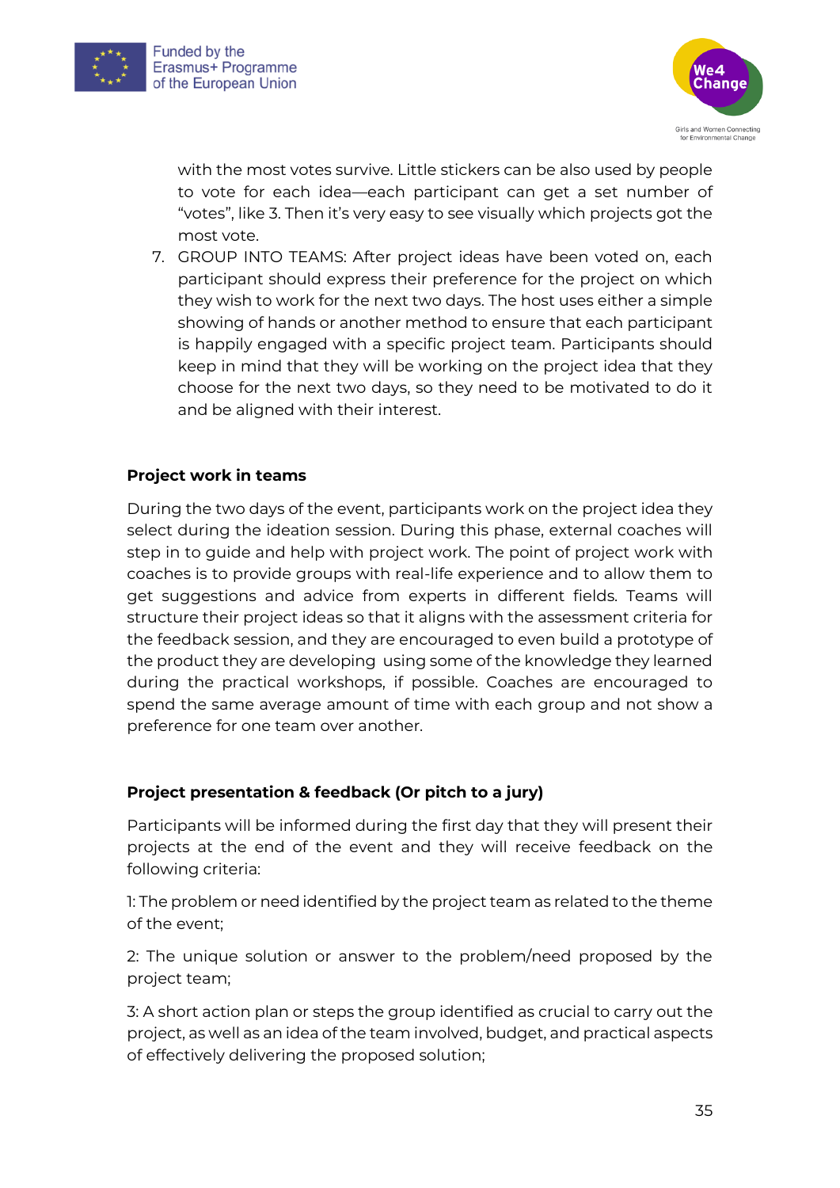with the most votes survive. Little stickers can be also used by people to vote for each idea—each participant can get a set number of "votes", like 3. Then it's very easy to see visually which projects got the most vote.

7. GROUP INTO TEAMS: After project ideas have been voted on, each participant should express their preference for the project on which they wish to work for the next two days. The host uses either a simple showing of hands or another method to ensure that each participant is happily engaged with a specific project team. Participants should keep in mind that they will be working on the project idea that they choose for the next two days, so they need to be motivated to do it and be aligned with their interest.

**Project work in teams**

During the two days of the event, participants work on the project idea they select during the ideation session. During this phase, external coaches will step in to guide and help with project work. The point of project work with coaches is to provide groups with real-life experience and to allow them to get suggestions and advice from experts in different fields. Teams will structure their project ideas so that it aligns with the assessment criteria for the feedback session, and they are encouraged to even build a prototype of the product they are developing using some of the knowledge they learned during the practical workshops, if possible. Coaches are encouraged to spend the same average amount of time with each group and not show a preference for one team over another.

**Project presentation & feedback (Or pitch to a jury)**

Participants will be informed during the first day that they will present their projects at the end of the event and they will receive feedback on the following criteria:

1: The problem or need identified by the project team as related to the theme of the event;

2: The unique solution or answer to the problem/need proposed by the project team;

3: A short action plan or steps the group identified as crucial to carry out the project, as well as an idea of the team involved, budget, and practical aspects of effectively delivering the proposed solution;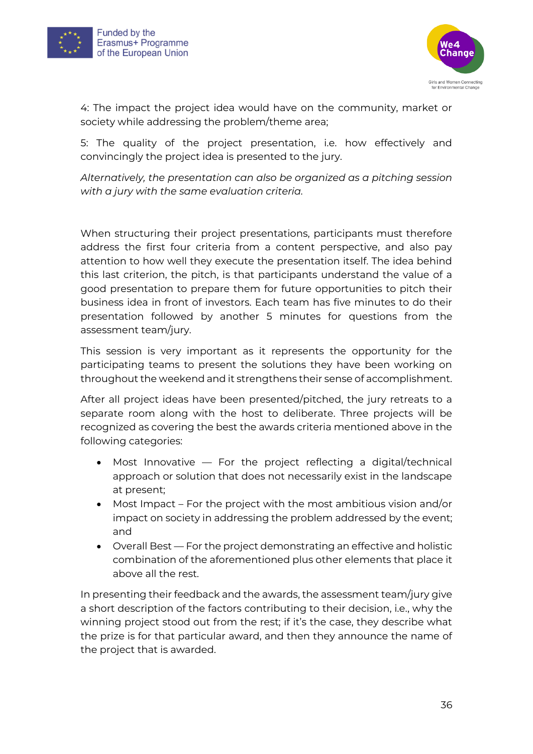4: The impact the project idea would have on the community, market or society while addressing the problem/theme area;

5: The quality of the project presentation, i.e. how effectively and convincingly the project idea is presented to the jury.

*Alternatively, the presentation can also be organized as a pitching session with a jury with the same evaluation criteria.*

When structuring their project presentations, participants must therefore address the first four criteria from a content perspective, and also pay attention to how well they execute the presentation itself. The idea behind this last criterion, the pitch, is that participants understand the value of a good presentation to prepare them for future opportunities to pitch their business idea in front of investors. Each team has five minutes to do their presentation followed by another 5 minutes for questions from the assessment team/jury.

This session is very important as it represents the opportunity for the participating teams to present the solutions they have been working on throughout the weekend and it strengthens their sense of accomplishment.

After all project ideas have been presented/pitched, the jury retreats to a separate room along with the host to deliberate. Three projects will be recognized as covering the best the awards criteria mentioned above in the following categories:

- Most Innovative — For the project reflecting a digital/technical approach or solution that does not necessarily exist in the landscape at present;
- Most Impact – For the project with the most ambitious vision and/or impact on society in addressing the problem addressed by the event; and
- Overall Best — For the project demonstrating an effective and holistic combination of the aforementioned plus other elements that place it above all the rest.

In presenting their feedback and the awards, the assessment team/jury give a short description of the factors contributing to their decision, i.e., why the winning project stood out from the rest; if it's the case, they describe what the prize is for that particular award, and then they announce the name of the project that is awarded.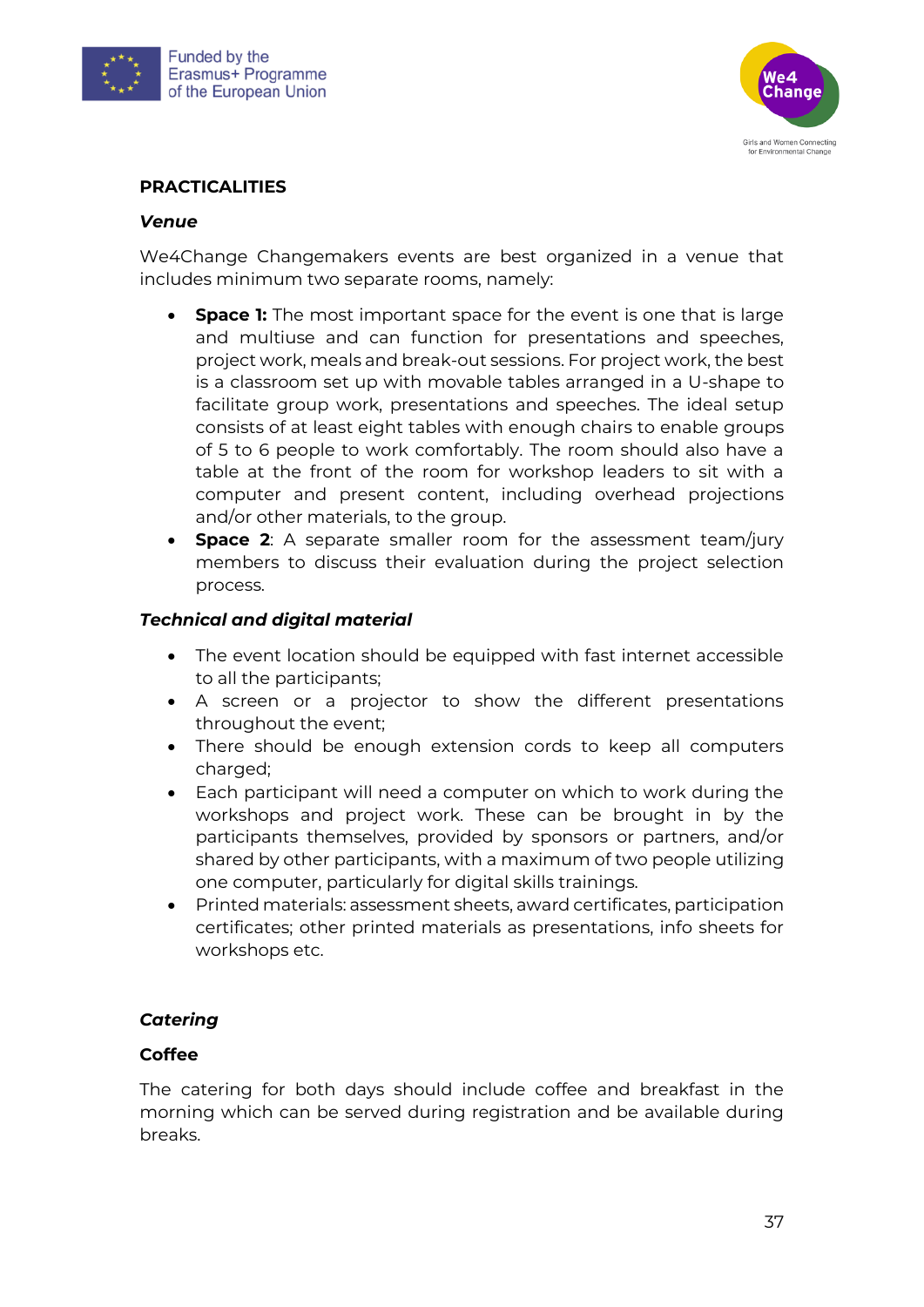## PRACTICALITIES

### *Venue*

We4Change Changemakers events are best organized in a venue that includes minimum two separate rooms, namely:

- **Space 1:** The most important space for the event is one that is large and multiuse and can function for presentations and speeches, project work, meals and break-out sessions. For project work, the best is a classroom set up with movable tables arranged in a U-shape to facilitate group work, presentations and speeches. The ideal setup consists of at least eight tables with enough chairs to enable groups of 5 to 6 people to work comfortably. The room should also have a table at the front of the room for workshop leaders to sit with a computer and present content, including overhead projections and/or other materials, to the group.
- **Space 2**: A separate smaller room for the assessment team/jury members to discuss their evaluation during the project selection process.

### *Technical and digital material*

- The event location should be equipped with fast internet accessible to all the participants;
- A screen or a projector to show the different presentations throughout the event;
- There should be enough extension cords to keep all computers charged;
- Each participant will need a computer on which to work during the workshops and project work. These can be brought in by the participants themselves, provided by sponsors or partners, and/or shared by other participants, with a maximum of two people utilizing one computer, particularly for digital skills trainings.
- Printed materials: assessment sheets, award certificates, participation certificates; other printed materials as presentations, info sheets for workshops etc.

### *Catering*

#### Coffee

The catering for both days should include coffee and breakfast in the morning which can be served during registration and be available during breaks.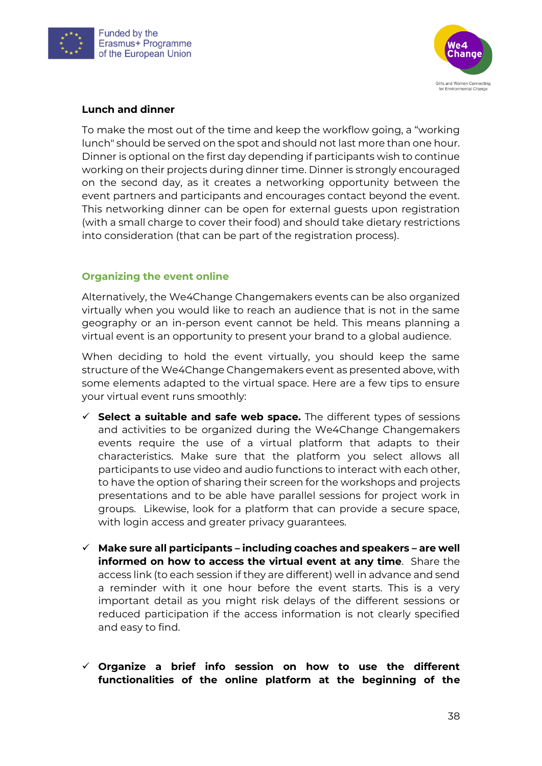### Lunch and dinner

To make the most out of the time and keep the workflow going, a "working lunch" should be served on the spot and should not last more than one hour. Dinner is optional on the first day depending if participants wish to continue working on their projects during dinner time. Dinner is strongly encouraged on the second day, as it creates a networking opportunity between the event partners and participants and encourages contact beyond the event. This networking dinner can be open for external guests upon registration (with a small charge to cover their food) and should take dietary restrictions into consideration (that can be part of the registration process).

## Organizing the event online

Alternatively, the We4Change Changemakers events can be also organized virtually when you would like to reach an audience that is not in the same geography or an in-person event cannot be held. This means planning a virtual event is an opportunity to present your brand to a global audience.

When deciding to hold the event virtually, you should keep the same structure of the We4Change Changemakers event as presented above, with some elements adapted to the virtual space. Here are a few tips to ensure your virtual event runs smoothly:

- ✓ **Select a suitable and safe web space.** The different types of sessions and activities to be organized during the We4Change Changemakers events require the use of a virtual platform that adapts to their characteristics. Make sure that the platform you select allows all participants to use video and audio functions to interact with each other, to have the option of sharing their screen for the workshops and projects presentations and to be able have parallel sessions for project work in groups. Likewise, look for a platform that can provide a secure space, with login access and greater privacy guarantees.

- ✓ **Make sure all participants – including coaches and speakers – are well informed on how to access the virtual event at any time**. Share the access link (to each session if they are different) well in advance and send a reminder with it one hour before the event starts. This is a very important detail as you might risk delays of the different sessions or reduced participation if the access information is not clearly specified and easy to find.

- ✓ **Organize a brief info session on how to use the different functionalities of the online platform at the beginning of the**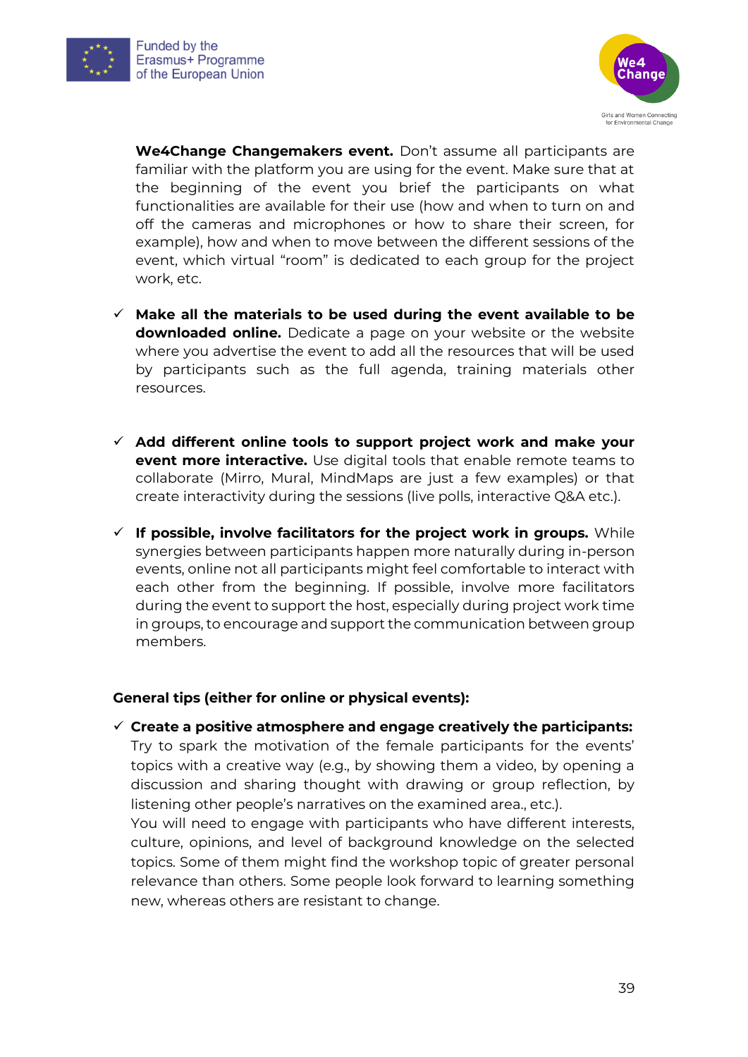**We4Change Changemakers event.** Don't assume all participants are familiar with the platform you are using for the event. Make sure that at the beginning of the event you brief the participants on what functionalities are available for their use (how and when to turn on and off the cameras and microphones or how to share their screen, for example), how and when to move between the different sessions of the event, which virtual "room" is dedicated to each group for the project work, etc.

- ✓ **Make all the materials to be used during the event available to be downloaded online.** Dedicate a page on your website or the website where you advertise the event to add all the resources that will be used by participants such as the full agenda, training materials other resources.

- ✓ **Add different online tools to support project work and make your event more interactive.** Use digital tools that enable remote teams to collaborate (Mirro, Mural, MindMaps are just a few examples) or that create interactivity during the sessions (live polls, interactive Q&A etc.).

- ✓ **If possible, involve facilitators for the project work in groups.** While synergies between participants happen more naturally during in-person events, online not all participants might feel comfortable to interact with each other from the beginning. If possible, involve more facilitators during the event to support the host, especially during project work time in groups, to encourage and support the communication between group members.

**General tips (either for online or physical events):**

- ✓ **Create a positive atmosphere and engage creatively the participants:** Try to spark the motivation of the female participants for the events' topics with a creative way (e.g., by showing them a video, by opening a discussion and sharing thought with drawing or group reflection, by listening other people's narratives on the examined area., etc.).

  You will need to engage with participants who have different interests, culture, opinions, and level of background knowledge on the selected topics. Some of them might find the workshop topic of greater personal relevance than others. Some people look forward to learning something new, whereas others are resistant to change.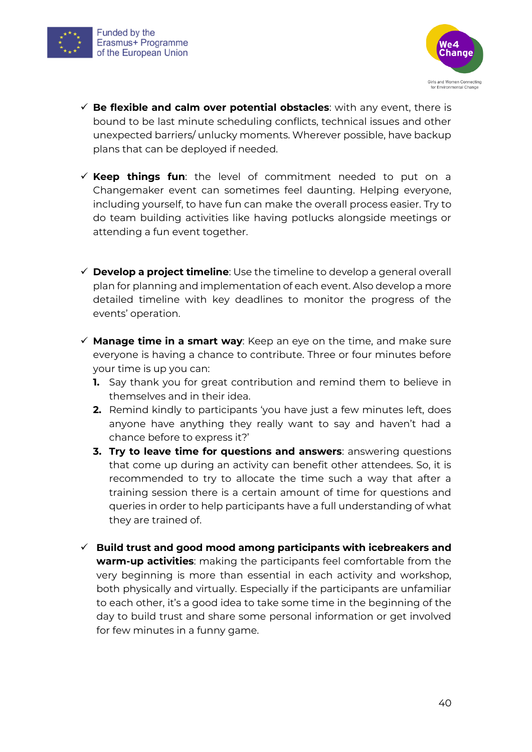- ✓ **Be flexible and calm over potential obstacles**: with any event, there is bound to be last minute scheduling conflicts, technical issues and other unexpected barriers/ unlucky moments. Wherever possible, have backup plans that can be deployed if needed.

- ✓ **Keep things fun**: the level of commitment needed to put on a Changemaker event can sometimes feel daunting. Helping everyone, including yourself, to have fun can make the overall process easier. Try to do team building activities like having potlucks alongside meetings or attending a fun event together.

- ✓ **Develop a project timeline**: Use the timeline to develop a general overall plan for planning and implementation of each event. Also develop a more detailed timeline with key deadlines to monitor the progress of the events' operation.

- ✓ **Manage time in a smart way**: Keep an eye on the time, and make sure everyone is having a chance to contribute. Three or four minutes before your time is up you can:
  1. Say thank you for great contribution and remind them to believe in themselves and in their idea.
  2. Remind kindly to participants 'you have just a few minutes left, does anyone have anything they really want to say and haven't had a chance before to express it?'
  3. **Try to leave time for questions and answers**: answering questions that come up during an activity can benefit other attendees. So, it is recommended to try to allocate the time such a way that after a training session there is a certain amount of time for questions and queries in order to help participants have a full understanding of what they are trained of.

- ✓ **Build trust and good mood among participants with icebreakers and warm-up activities**: making the participants feel comfortable from the very beginning is more than essential in each activity and workshop, both physically and virtually. Especially if the participants are unfamiliar to each other, it's a good idea to take some time in the beginning of the day to build trust and share some personal information or get involved for few minutes in a funny game.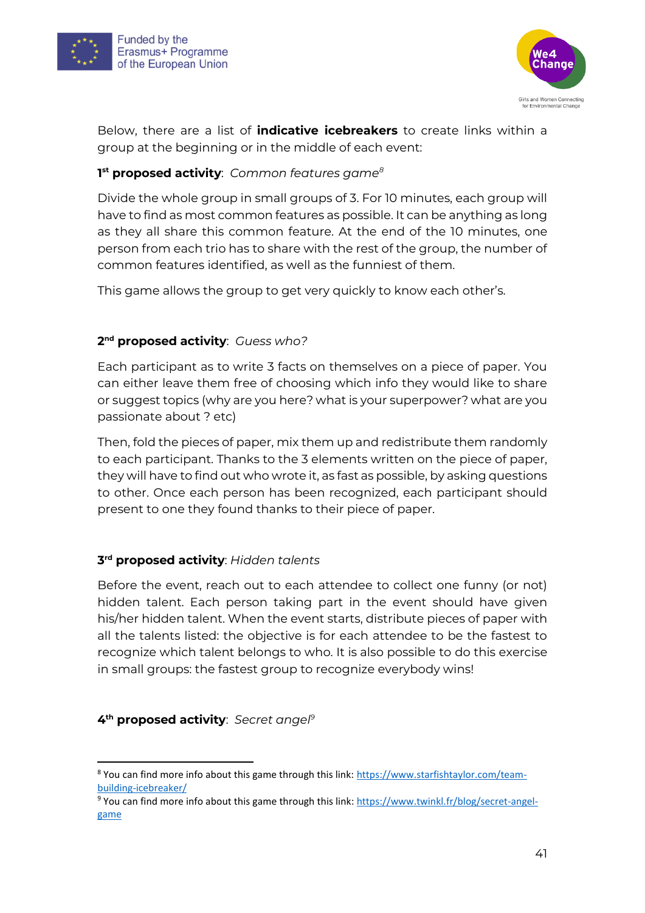Below, there are a list of **indicative icebreakers** to create links within a group at the beginning or in the middle of each event:

**1st proposed activity**: *Common features game*[8]

Divide the whole group in small groups of 3. For 10 minutes, each group will have to find as most common features as possible. It can be anything as long as they all share this common feature. At the end of the 10 minutes, one person from each trio has to share with the rest of the group, the number of common features identified, as well as the funniest of them.

This game allows the group to get very quickly to know each other's.

**2nd proposed activity**: *Guess who?*

Each participant as to write 3 facts on themselves on a piece of paper. You can either leave them free of choosing which info they would like to share or suggest topics (why are you here? what is your superpower? what are you passionate about ? etc)

Then, fold the pieces of paper, mix them up and redistribute them randomly to each participant. Thanks to the 3 elements written on the piece of paper, they will have to find out who wrote it, as fast as possible, by asking questions to other. Once each person has been recognized, each participant should present to one they found thanks to their piece of paper.

**3rd proposed activity**: *Hidden talents*

Before the event, reach out to each attendee to collect one funny (or not) hidden talent. Each person taking part in the event should have given his/her hidden talent. When the event starts, distribute pieces of paper with all the talents listed: the objective is for each attendee to be the fastest to recognize which talent belongs to who. It is also possible to do this exercise in small groups: the fastest group to recognize everybody wins!

**4th proposed activity**: *Secret angel*[9]

---

[8] You can find more info about this game through this link: https://www.starfishtaylor.com/team-building-icebreaker/

[9] You can find more info about this game through this link: https://www.twinkl.fr/blog/secret-angel-game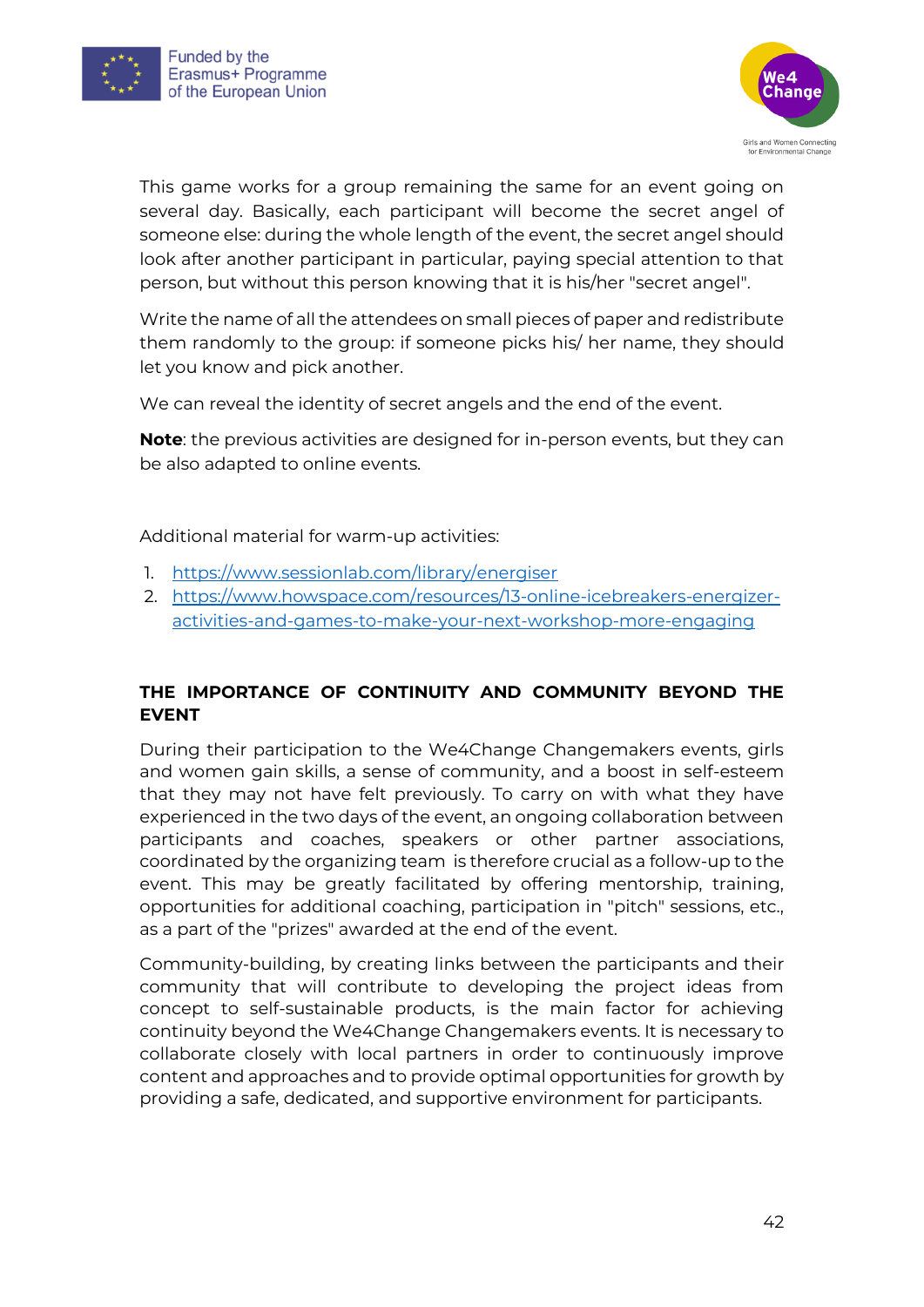This game works for a group remaining the same for an event going on several day. Basically, each participant will become the secret angel of someone else: during the whole length of the event, the secret angel should look after another participant in particular, paying special attention to that person, but without this person knowing that it is his/her "secret angel".

Write the name of all the attendees on small pieces of paper and redistribute them randomly to the group: if someone picks his/ her name, they should let you know and pick another.

We can reveal the identity of secret angels and the end of the event.

**Note**: the previous activities are designed for in-person events, but they can be also adapted to online events.

Additional material for warm-up activities:

1. https://www.sessionlab.com/library/energiser
2. https://www.howspace.com/resources/13-online-icebreakers-energizer-activities-and-games-to-make-your-next-workshop-more-engaging

## THE IMPORTANCE OF CONTINUITY AND COMMUNITY BEYOND THE EVENT

During their participation to the We4Change Changemakers events, girls and women gain skills, a sense of community, and a boost in self-esteem that they may not have felt previously. To carry on with what they have experienced in the two days of the event, an ongoing collaboration between participants and coaches, speakers or other partner associations, coordinated by the organizing team is therefore crucial as a follow-up to the event. This may be greatly facilitated by offering mentorship, training, opportunities for additional coaching, participation in "pitch" sessions, etc., as a part of the "prizes" awarded at the end of the event.

Community-building, by creating links between the participants and their community that will contribute to developing the project ideas from concept to self-sustainable products, is the main factor for achieving continuity beyond the We4Change Changemakers events. It is necessary to collaborate closely with local partners in order to continuously improve content and approaches and to provide optimal opportunities for growth by providing a safe, dedicated, and supportive environment for participants.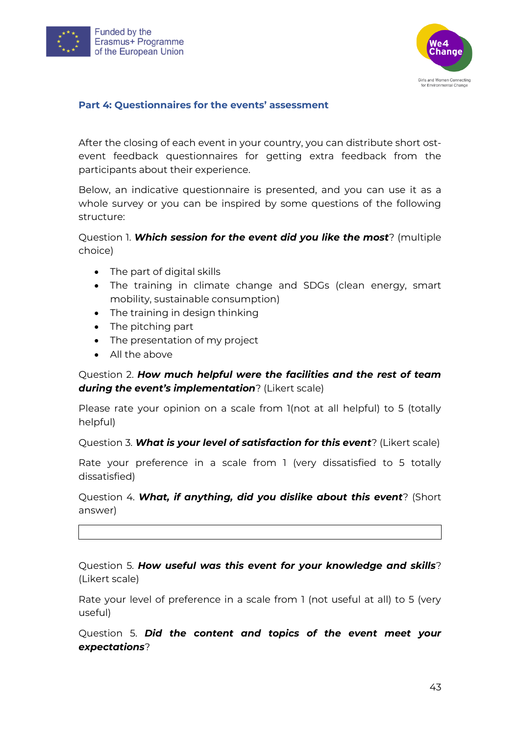### Part 4: Questionnaires for the events' assessment

After the closing of each event in your country, you can distribute short ost-event feedback questionnaires for getting extra feedback from the participants about their experience.

Below, an indicative questionnaire is presented, and you can use it as a whole survey or you can be inspired by some questions of the following structure:

Question 1. ***Which session for the event did you like the most***? (multiple choice)

- The part of digital skills
- The training in climate change and SDGs (clean energy, smart mobility, sustainable consumption)
- The training in design thinking
- The pitching part
- The presentation of my project
- All the above

Question 2. ***How much helpful were the facilities and the rest of team during the event's implementation***? (Likert scale)

Please rate your opinion on a scale from 1(not at all helpful) to 5 (totally helpful)

Question 3. ***What is your level of satisfaction for this event***? (Likert scale)

Rate your preference in a scale from 1 (very dissatisfied to 5 totally dissatisfied)

Question 4. ***What, if anything, did you dislike about this event***? (Short answer)

| |
|---|

Question 5. ***How useful was this event for your knowledge and skills***? (Likert scale)

Rate your level of preference in a scale from 1 (not useful at all) to 5 (very useful)

Question 5. ***Did the content and topics of the event meet your expectations***?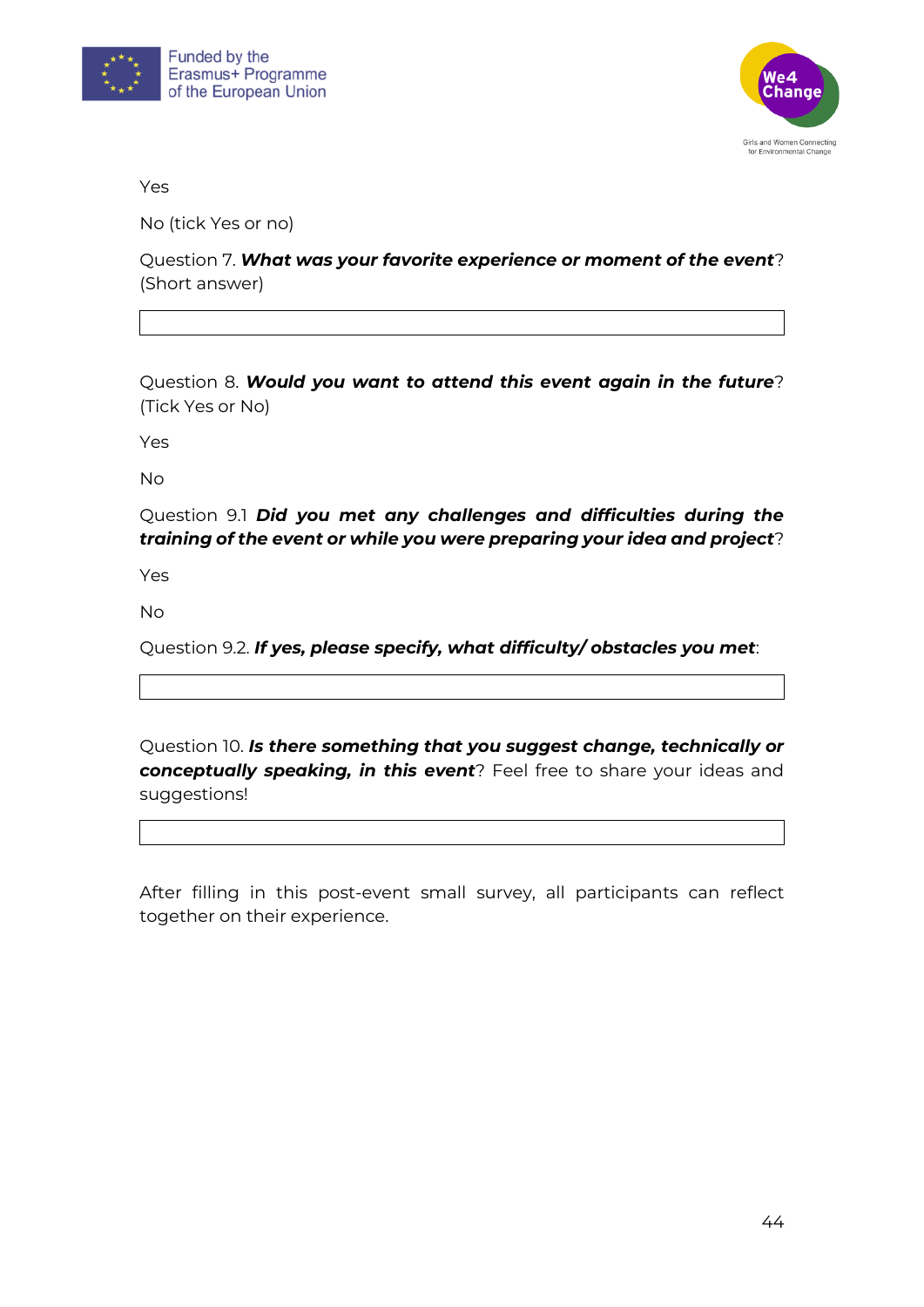Yes

No (tick Yes or no)

Question 7. ***What was your favorite experience or moment of the event***? (Short answer)

|  |
|---|
|  |

Question 8. ***Would you want to attend this event again in the future***? (Tick Yes or No)

Yes

No

Question 9.1 ***Did you met any challenges and difficulties during the training of the event or while you were preparing your idea and project***?

Yes

No

Question 9.2. ***If yes, please specify, what difficulty/ obstacles you met***:

|  |
|---|
|  |

Question 10. ***Is there something that you suggest change, technically or conceptually speaking, in this event***? Feel free to share your ideas and suggestions!

|  |
|---|
|  |

After filling in this post-event small survey, all participants can reflect together on their experience.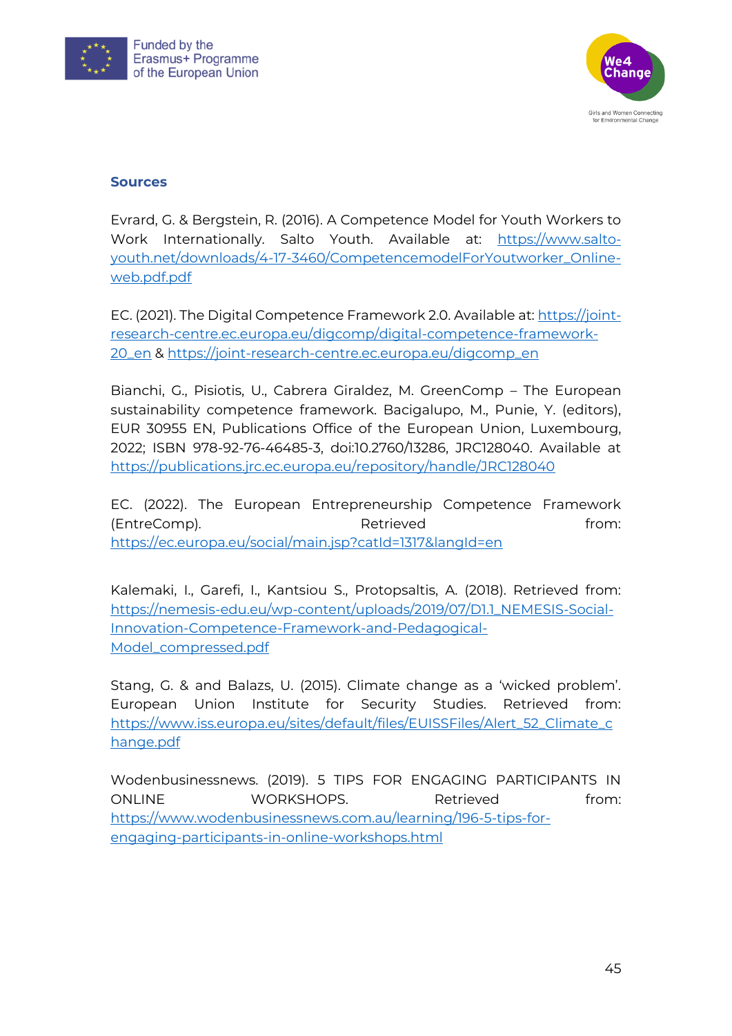## Sources

Evrard, G. & Bergstein, R. (2016). A Competence Model for Youth Workers to Work Internationally. Salto Youth. Available at: https://www.salto-youth.net/downloads/4-17-3460/CompetencemodelForYoutworker_Online-web.pdf.pdf

EC. (2021). The Digital Competence Framework 2.0. Available at: https://joint-research-centre.ec.europa.eu/digcomp/digital-competence-framework-20_en & https://joint-research-centre.ec.europa.eu/digcomp_en

Bianchi, G., Pisiotis, U., Cabrera Giraldez, M. GreenComp – The European sustainability competence framework. Bacigalupo, M., Punie, Y. (editors), EUR 30955 EN, Publications Office of the European Union, Luxembourg, 2022; ISBN 978-92-76-46485-3, doi:10.2760/13286, JRC128040. Available at https://publications.jrc.ec.europa.eu/repository/handle/JRC128040

EC. (2022). The European Entrepreneurship Competence Framework (EntreComp). Retrieved from: https://ec.europa.eu/social/main.jsp?catId=1317&langId=en

Kalemaki, I., Garefi, I., Kantsiou S., Protopsaltis, A. (2018). Retrieved from: https://nemesis-edu.eu/wp-content/uploads/2019/07/D1.1_NEMESIS-Social-Innovation-Competence-Framework-and-Pedagogical-Model_compressed.pdf

Stang, G. & and Balazs, U. (2015). Climate change as a 'wicked problem'. European Union Institute for Security Studies. Retrieved from: https://www.iss.europa.eu/sites/default/files/EUISSFiles/Alert_52_Climate_change.pdf

Wodenbusinessnews. (2019). 5 TIPS FOR ENGAGING PARTICIPANTS IN ONLINE WORKSHOPS. Retrieved from: https://www.wodenbusinessnews.com.au/learning/196-5-tips-for-engaging-participants-in-online-workshops.html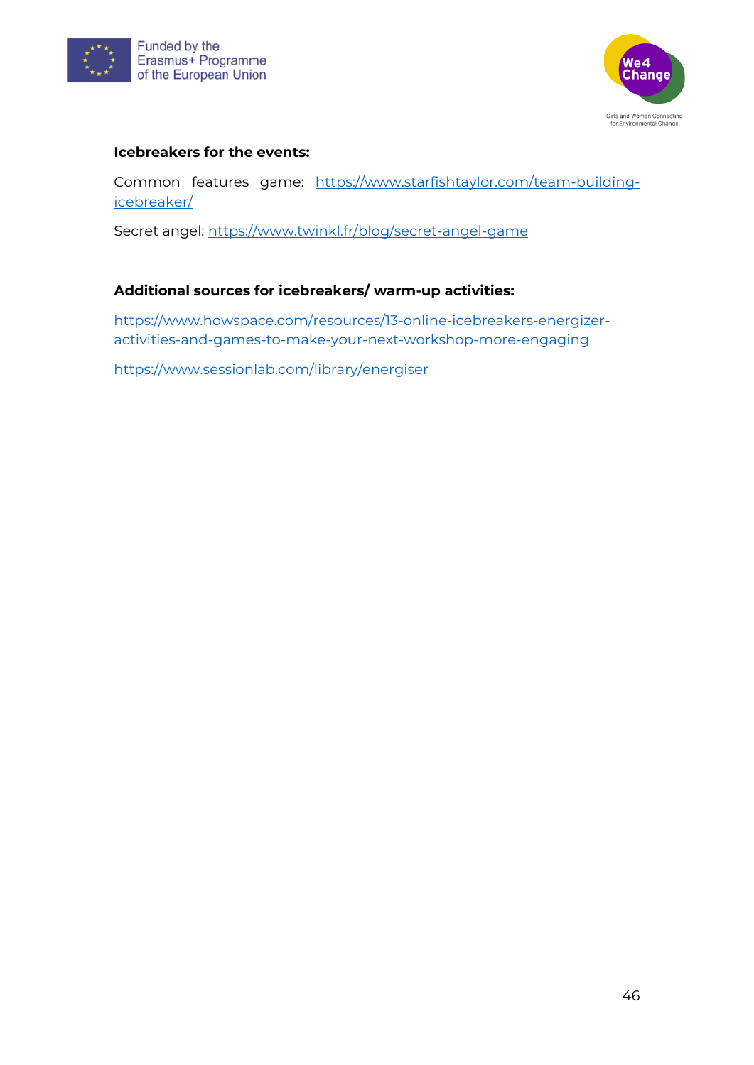**Icebreakers for the events:**

Common features game: https://www.starfishtaylor.com/team-building-icebreaker/

Secret angel: https://www.twinkl.fr/blog/secret-angel-game

**Additional sources for icebreakers/ warm-up activities:**

https://www.howspace.com/resources/13-online-icebreakers-energizer-activities-and-games-to-make-your-next-workshop-more-engaging

https://www.sessionlab.com/library/energiser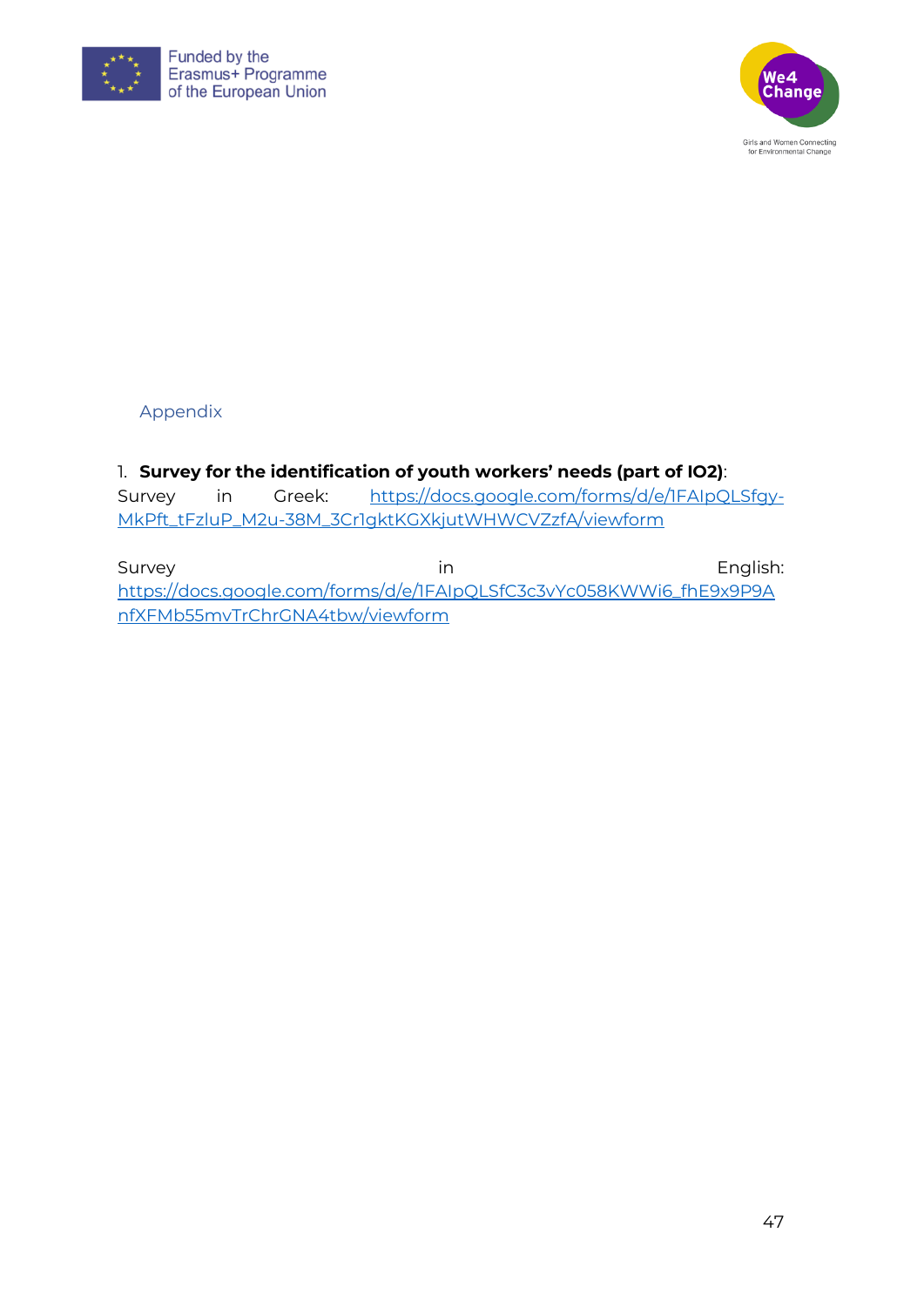## Appendix

1. **Survey for the identification of youth workers' needs (part of IO2)**:

Survey in Greek: https://docs.google.com/forms/d/e/1FAIpQLSfgy-MkPft_tFzluP_M2u-38M_3Cr1gktKGXkjutWHWCVZzfA/viewform

Survey in English: https://docs.google.com/forms/d/e/1FAIpQLSfC3c3vYc058KWWi6_fhE9x9P9AnfXFMb55mvTrChrGNA4tbw/viewform